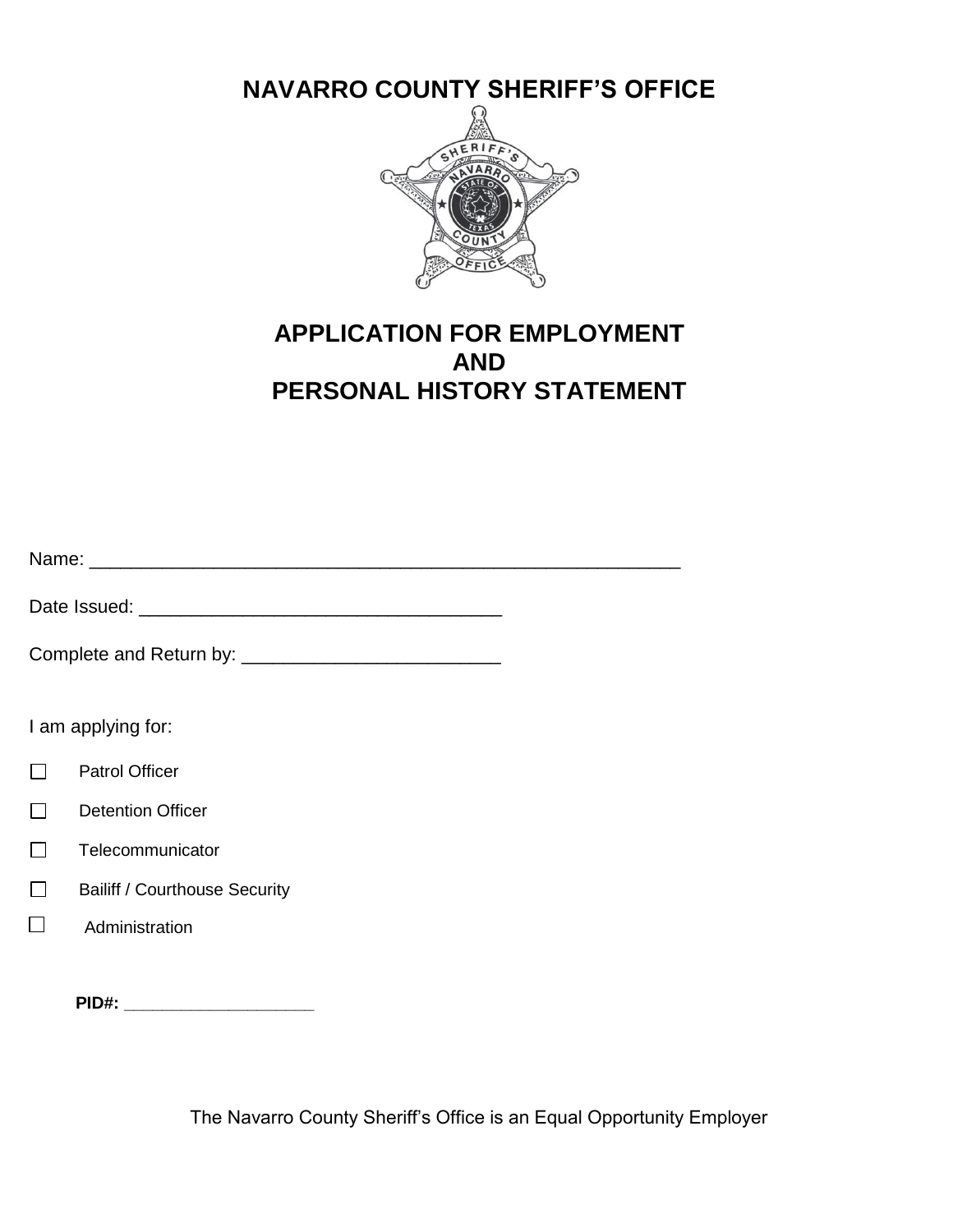# NAVARRO COUNTY SHERIFF'S OFFICE

# APPLICATION FOR EMPLOYMENT AND PERSONAL HISTORY STATEMENT

Name: ___________________________________________________________

Date Issued: ___________________________________

Complete and Return by: _________________________

I am applying for:

- ☐ Patrol Officer
- ☐ Detention Officer
- ☐ Telecommunicator
- ☐ Bailiff / Courthouse Security
- ☐ Administration

**PID#: ____________________**

The Navarro County Sheriff's Office is an Equal Opportunity Employer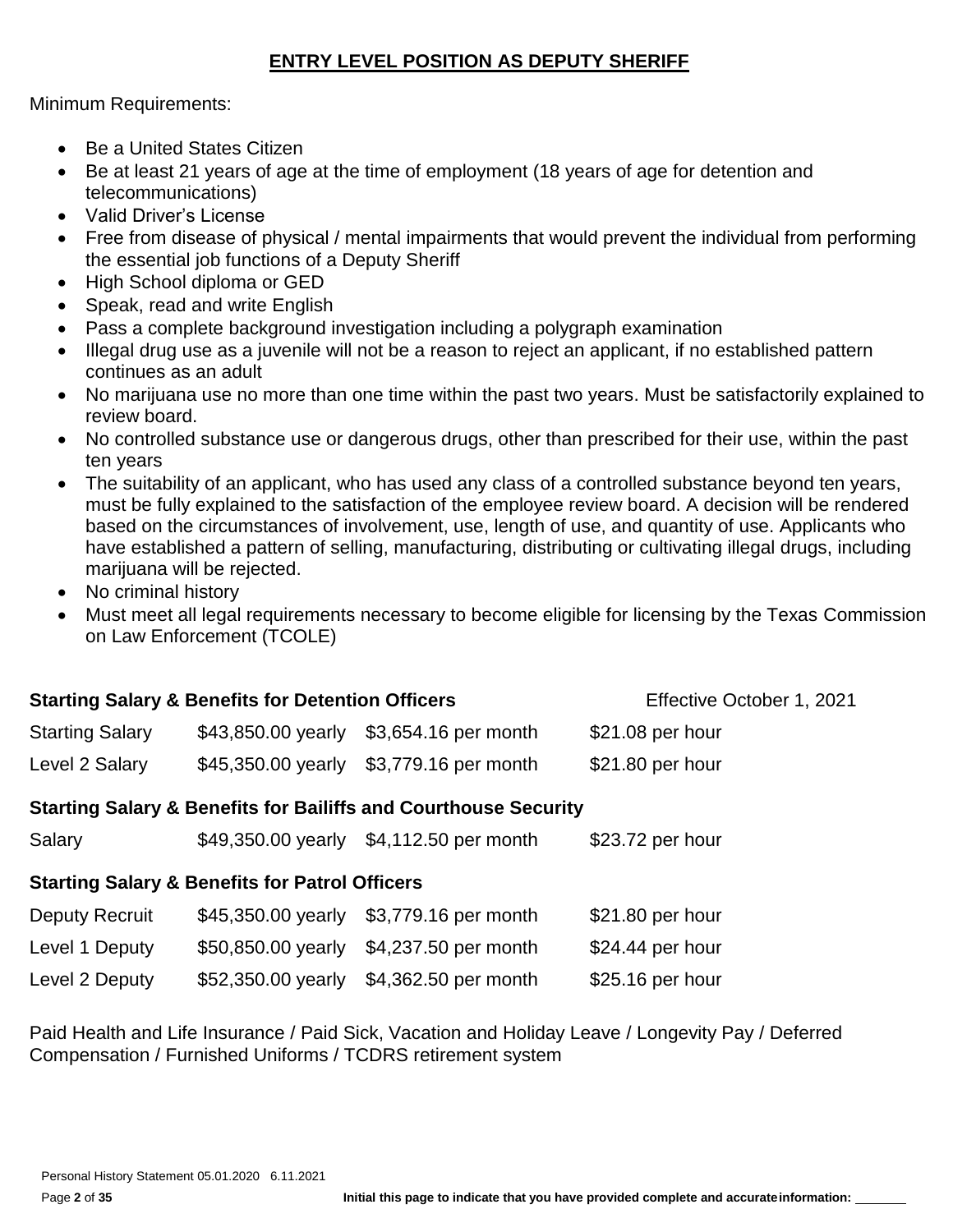## ENTRY LEVEL POSITION AS DEPUTY SHERIFF

Minimum Requirements:

- Be a United States Citizen
- Be at least 21 years of age at the time of employment (18 years of age for detention and telecommunications)
- Valid Driver's License
- Free from disease of physical / mental impairments that would prevent the individual from performing the essential job functions of a Deputy Sheriff
- High School diploma or GED
- Speak, read and write English
- Pass a complete background investigation including a polygraph examination
- Illegal drug use as a juvenile will not be a reason to reject an applicant, if no established pattern continues as an adult
- No marijuana use no more than one time within the past two years. Must be satisfactorily explained to review board.
- No controlled substance use or dangerous drugs, other than prescribed for their use, within the past ten years
- The suitability of an applicant, who has used any class of a controlled substance beyond ten years, must be fully explained to the satisfaction of the employee review board. A decision will be rendered based on the circumstances of involvement, use, length of use, and quantity of use. Applicants who have established a pattern of selling, manufacturing, distributing or cultivating illegal drugs, including marijuana will be rejected.
- No criminal history
- Must meet all legal requirements necessary to become eligible for licensing by the Texas Commission on Law Enforcement (TCOLE)

**Starting Salary & Benefits for Detention Officers** — Effective October 1, 2021

| | | | |
|---|---|---|---|
| Starting Salary | $43,850.00 yearly | $3,654.16 per month | $21.08 per hour |
| Level 2 Salary | $45,350.00 yearly | $3,779.16 per month | $21.80 per hour |

**Starting Salary & Benefits for Bailiffs and Courthouse Security**

| | | | |
|---|---|---|---|
| Salary | $49,350.00 yearly | $4,112.50 per month | $23.72 per hour |

**Starting Salary & Benefits for Patrol Officers**

| | | | |
|---|---|---|---|
| Deputy Recruit | $45,350.00 yearly | $3,779.16 per month | $21.80 per hour |
| Level 1 Deputy | $50,850.00 yearly | $4,237.50 per month | $24.44 per hour |
| Level 2 Deputy | $52,350.00 yearly | $4,362.50 per month | $25.16 per hour |

Paid Health and Life Insurance / Paid Sick, Vacation and Holiday Leave / Longevity Pay / Deferred Compensation / Furnished Uniforms / TCDRS retirement system

Personal History Statement 05.01.2020 6.11.2021

Initial this page to indicate that you have provided complete and accurate information: _______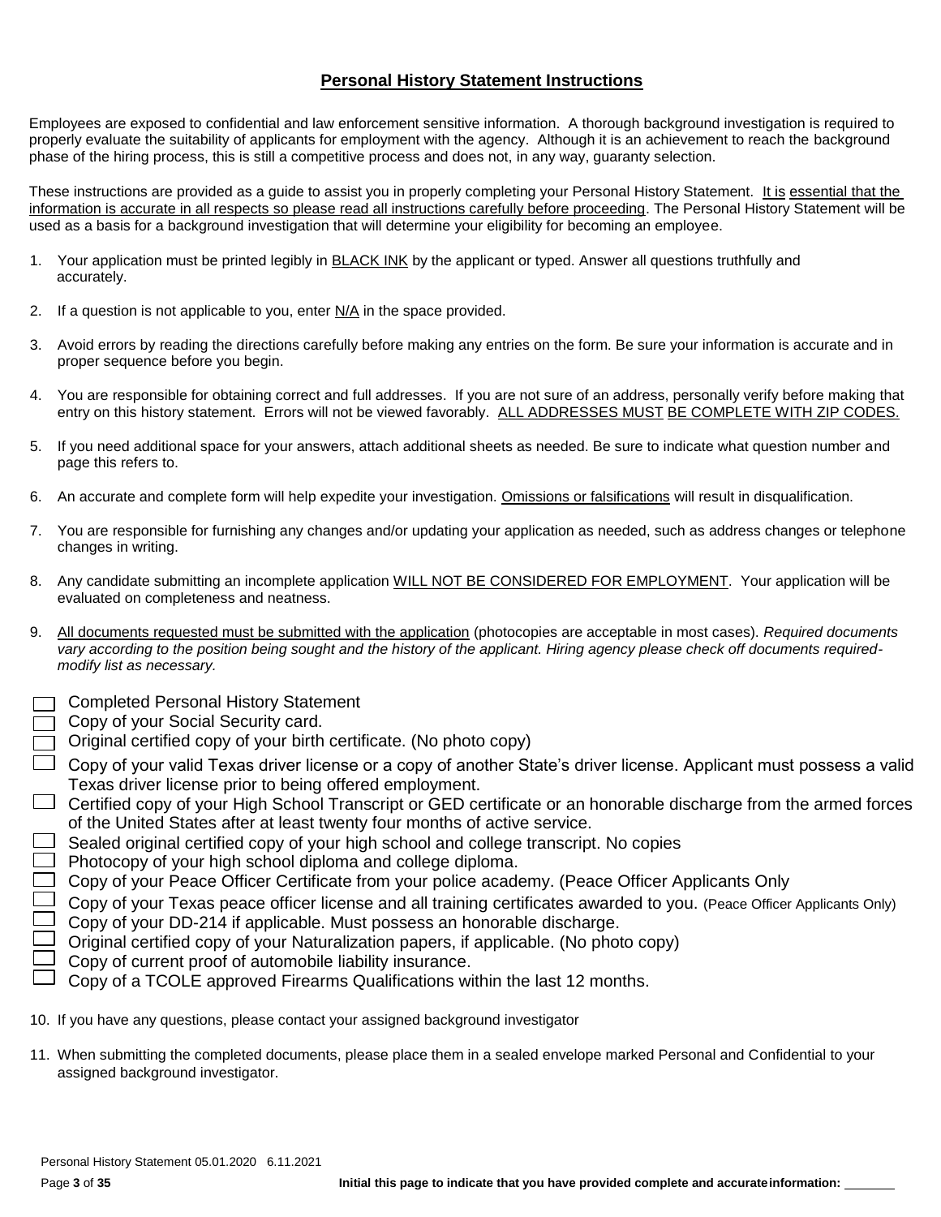# **Personal History Statement Instructions**

Employees are exposed to confidential and law enforcement sensitive information. A thorough background investigation is required to properly evaluate the suitability of applicants for employment with the agency. Although it is an achievement to reach the background phase of the hiring process, this is still a competitive process and does not, in any way, guaranty selection.

These instructions are provided as a guide to assist you in properly completing your Personal History Statement. It is essential that the information is accurate in all respects so please read all instructions carefully before proceeding. The Personal History Statement will be used as a basis for a background investigation that will determine your eligibility for becoming an employee.

1. Your application must be printed legibly in BLACK INK by the applicant or typed. Answer all questions truthfully and accurately.
2. If a question is not applicable to you, enter N/A in the space provided.
3. Avoid errors by reading the directions carefully before making any entries on the form. Be sure your information is accurate and in proper sequence before you begin.
4. You are responsible for obtaining correct and full addresses. If you are not sure of an address, personally verify before making that entry on this history statement. Errors will not be viewed favorably. ALL ADDRESSES MUST BE COMPLETE WITH ZIP CODES.
5. If you need additional space for your answers, attach additional sheets as needed. Be sure to indicate what question number and page this refers to.
6. An accurate and complete form will help expedite your investigation. Omissions or falsifications will result in disqualification.
7. You are responsible for furnishing any changes and/or updating your application as needed, such as address changes or telephone changes in writing.
8. Any candidate submitting an incomplete application WILL NOT BE CONSIDERED FOR EMPLOYMENT. Your application will be evaluated on completeness and neatness.
9. All documents requested must be submitted with the application (photocopies are acceptable in most cases). *Required documents vary according to the position being sought and the history of the applicant. Hiring agency please check off documents required-modify list as necessary.*

- [ ] Completed Personal History Statement
- [ ] Copy of your Social Security card.
- [ ] Original certified copy of your birth certificate. (No photo copy)
- [ ] Copy of your valid Texas driver license or a copy of another State's driver license. Applicant must possess a valid Texas driver license prior to being offered employment.
- [ ] Certified copy of your High School Transcript or GED certificate or an honorable discharge from the armed forces of the United States after at least twenty four months of active service.
- [ ] Sealed original certified copy of your high school and college transcript. No copies
- [ ] Photocopy of your high school diploma and college diploma.
- [ ] Copy of your Peace Officer Certificate from your police academy. (Peace Officer Applicants Only
- [ ] Copy of your Texas peace officer license and all training certificates awarded to you. (Peace Officer Applicants Only)
- [ ] Copy of your DD-214 if applicable. Must possess an honorable discharge.
- [ ] Original certified copy of your Naturalization papers, if applicable. (No photo copy)
- [ ] Copy of current proof of automobile liability insurance.
- [ ] Copy of a TCOLE approved Firearms Qualifications within the last 12 months.

10. If you have any questions, please contact your assigned background investigator
11. When submitting the completed documents, please place them in a sealed envelope marked Personal and Confidential to your assigned background investigator.

Initial this page to indicate that you have provided complete and accurate information: _______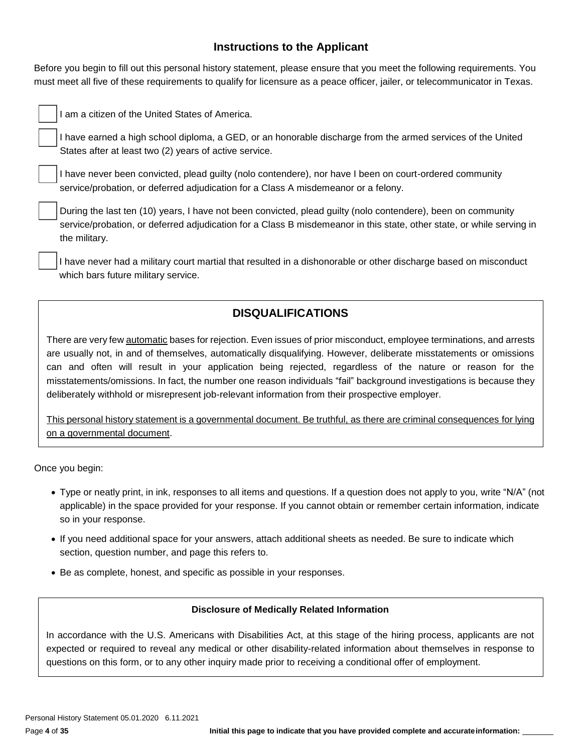## Instructions to the Applicant

Before you begin to fill out this personal history statement, please ensure that you meet the following requirements. You must meet all five of these requirements to qualify for licensure as a peace officer, jailer, or telecommunicator in Texas.

- [ ] I am a citizen of the United States of America.
- [ ] I have earned a high school diploma, a GED, or an honorable discharge from the armed services of the United States after at least two (2) years of active service.
- [ ] I have never been convicted, plead guilty (nolo contendere), nor have I been on court-ordered community service/probation, or deferred adjudication for a Class A misdemeanor or a felony.
- [ ] During the last ten (10) years, I have not been convicted, plead guilty (nolo contendere), been on community service/probation, or deferred adjudication for a Class B misdemeanor in this state, other state, or while serving in the military.
- [ ] I have never had a military court martial that resulted in a dishonorable or other discharge based on misconduct which bars future military service.

### DISQUALIFICATIONS

There are very few <u>automatic</u> bases for rejection. Even issues of prior misconduct, employee terminations, and arrests are usually not, in and of themselves, automatically disqualifying. However, deliberate misstatements or omissions can and often will result in your application being rejected, regardless of the nature or reason for the misstatements/omissions. In fact, the number one reason individuals "fail" background investigations is because they deliberately withhold or misrepresent job-relevant information from their prospective employer.

<u>This personal history statement is a governmental document. Be truthful, as there are criminal consequences for lying on a governmental document</u>.

Once you begin:

- Type or neatly print, in ink, responses to all items and questions. If a question does not apply to you, write "N/A" (not applicable) in the space provided for your response. If you cannot obtain or remember certain information, indicate so in your response.
- If you need additional space for your answers, attach additional sheets as needed. Be sure to indicate which section, question number, and page this refers to.
- Be as complete, honest, and specific as possible in your responses.

**Disclosure of Medically Related Information**

In accordance with the U.S. Americans with Disabilities Act, at this stage of the hiring process, applicants are not expected or required to reveal any medical or other disability-related information about themselves in response to questions on this form, or to any other inquiry made prior to receiving a conditional offer of employment.

**Initial this page to indicate that you have provided complete and accurate information:** _______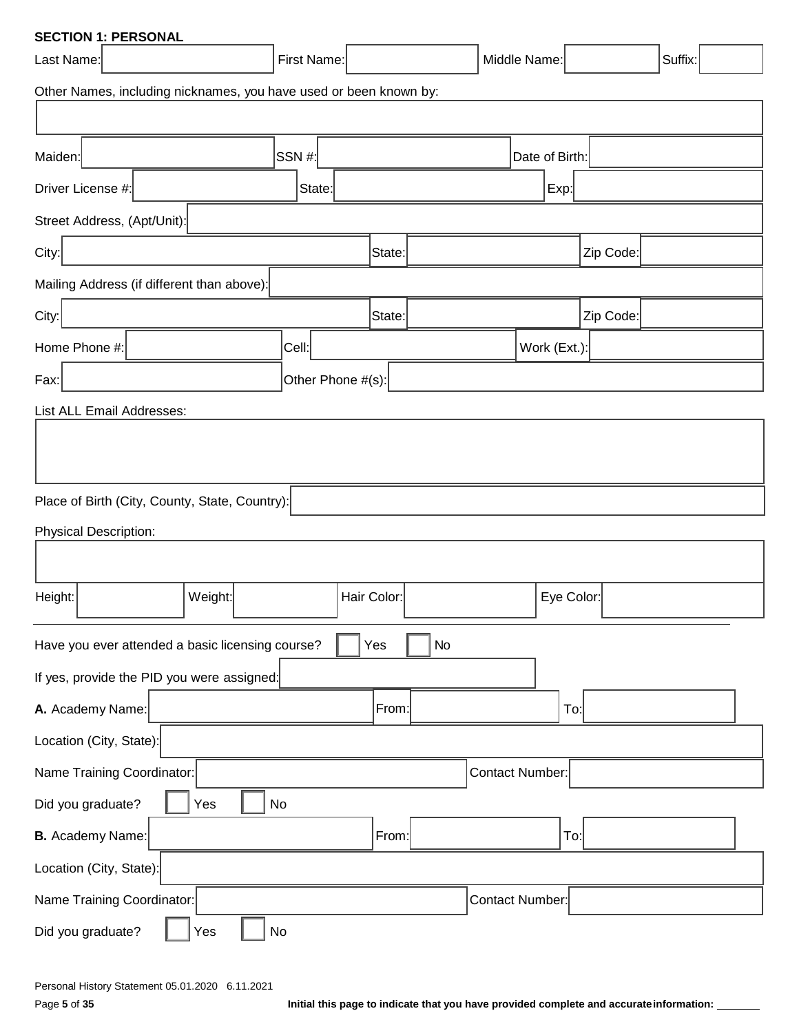**SECTION 1: PERSONAL**

Last Name: ______ First Name: ______ Middle Name: ______ Suffix: ______

Other Names, including nicknames, you have used or been known by:

______

Maiden: ______ SSN #: ______ Date of Birth: ______

Driver License #: ______ State: ______ Exp: ______

Street Address, (Apt/Unit): ______

City: ______ State: ______ Zip Code: ______

Mailing Address (if different than above): ______

City: ______ State: ______ Zip Code: ______

Home Phone #: ______ Cell: ______ Work (Ext.): ______

Fax: ______ Other Phone #(s): ______

List ALL Email Addresses:

______

Place of Birth (City, County, State, Country): ______

Physical Description:

______

Height: ______ Weight: ______ Hair Color: ______ Eye Color: ______

---

Have you ever attended a basic licensing course? ☐ Yes ☐ No

If yes, provide the PID you were assigned: ______

**A.** Academy Name: ______ From: ______ To: ______

Location (City, State): ______

Name Training Coordinator: ______ Contact Number: ______

Did you graduate? ☐ Yes ☐ No

**B.** Academy Name: ______ From: ______ To: ______

Location (City, State): ______

Name Training Coordinator: ______ Contact Number: ______

Did you graduate? ☐ Yes ☐ No

Personal History Statement 05.01.2020 6.11.2021

**Initial this page to indicate that you have provided complete and accurate information:** ______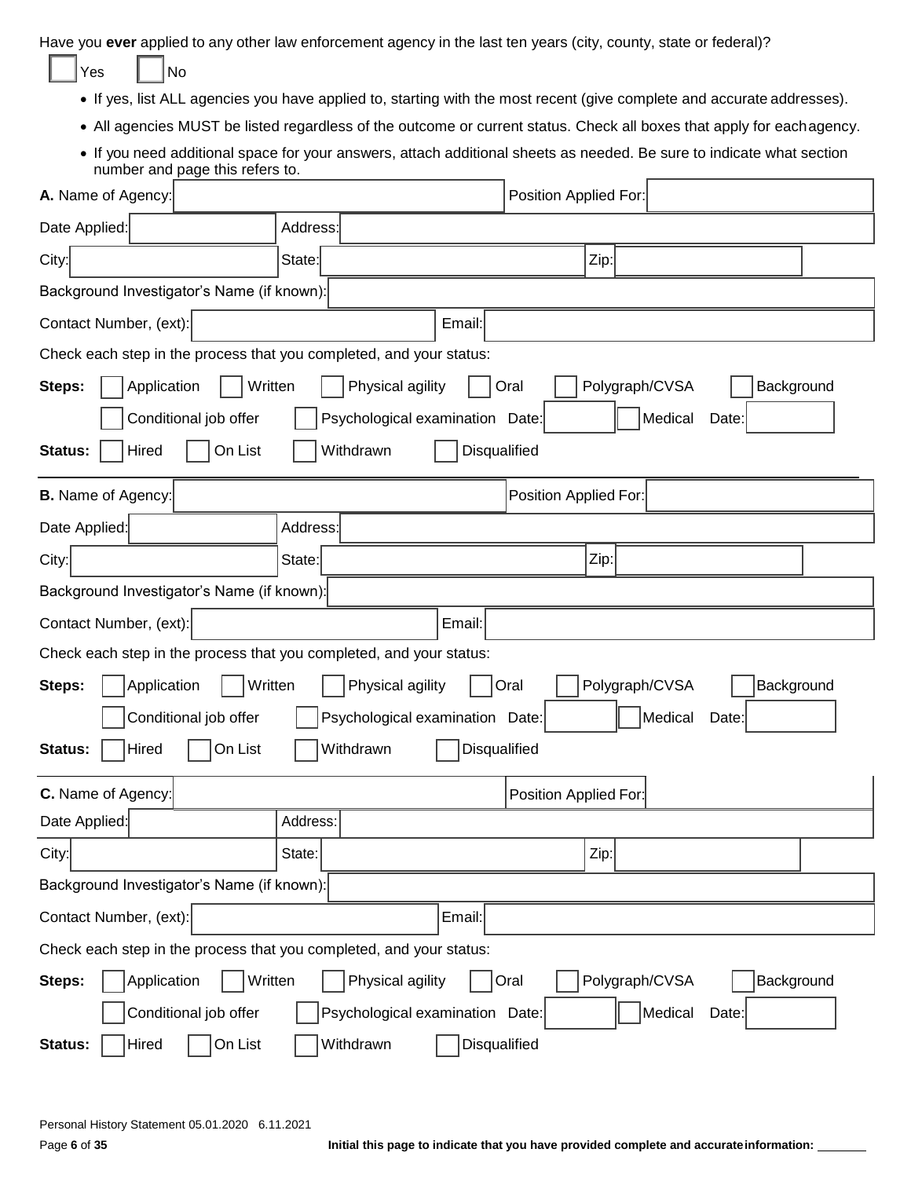Have you **ever** applied to any other law enforcement agency in the last ten years (city, county, state or federal)?

☐ Yes ☐ No

- If yes, list ALL agencies you have applied to, starting with the most recent (give complete and accurate addresses).
- All agencies MUST be listed regardless of the outcome or current status. Check all boxes that apply for each agency.
- If you need additional space for your answers, attach additional sheets as needed. Be sure to indicate what section number and page this refers to.

**A.** Name of Agency: ______ Position Applied For: ______

Date Applied: ______ Address: ______

City: ______ State: ______ Zip: ______

Background Investigator's Name (if known): ______

Contact Number, (ext): ______ Email: ______

Check each step in the process that you completed, and your status:

**Steps:** ☐ Application ☐ Written ☐ Physical agility ☐ Oral ☐ Polygraph/CVSA ☐ Background

☐ Conditional job offer ☐ Psychological examination Date: ______ ☐ Medical Date: ______

**Status:** ☐ Hired ☐ On List ☐ Withdrawn ☐ Disqualified

---

**B.** Name of Agency: ______ Position Applied For: ______

Date Applied: ______ Address: ______

City: ______ State: ______ Zip: ______

Background Investigator's Name (if known): ______

Contact Number, (ext): ______ Email: ______

Check each step in the process that you completed, and your status:

**Steps:** ☐ Application ☐ Written ☐ Physical agility ☐ Oral ☐ Polygraph/CVSA ☐ Background

☐ Conditional job offer ☐ Psychological examination Date: ______ ☐ Medical Date: ______

**Status:** ☐ Hired ☐ On List ☐ Withdrawn ☐ Disqualified

---

**C.** Name of Agency: ______ Position Applied For: ______

Date Applied: ______ Address: ______

City: ______ State: ______ Zip: ______

Background Investigator's Name (if known): ______

Contact Number, (ext): ______ Email: ______

Check each step in the process that you completed, and your status:

**Steps:** ☐ Application ☐ Written ☐ Physical agility ☐ Oral ☐ Polygraph/CVSA ☐ Background

☐ Conditional job offer ☐ Psychological examination Date: ______ ☐ Medical Date: ______

**Status:** ☐ Hired ☐ On List ☐ Withdrawn ☐ Disqualified

Personal History Statement 05.01.2020 6.11.2021

**Initial this page to indicate that you have provided complete and accurate information:** ______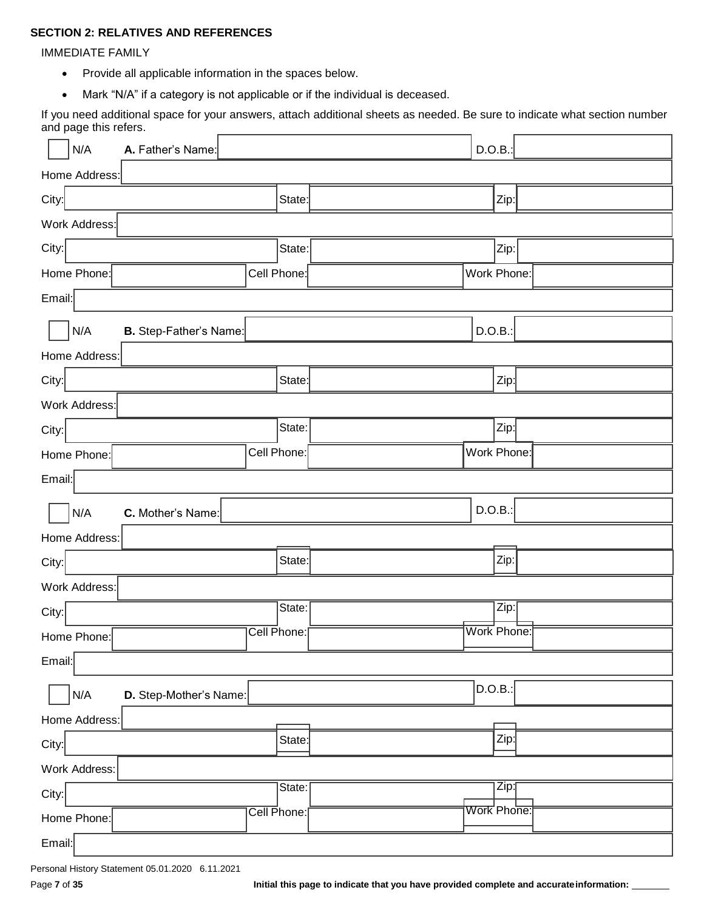**SECTION 2: RELATIVES AND REFERENCES**

IMMEDIATE FAMILY

- Provide all applicable information in the spaces below.
- Mark “N/A” if a category is not applicable or if the individual is deceased.

If you need additional space for your answers, attach additional sheets as needed. Be sure to indicate what section number and page this refers.

☐ N/A **A.** Father’s Name: ______ D.O.B.: ______

Home Address: ______

City: ______ State: ______ Zip: ______

Work Address: ______

City: ______ State: ______ Zip: ______

Home Phone: ______ Cell Phone: ______ Work Phone: ______

Email: ______

☐ N/A **B.** Step-Father’s Name: ______ D.O.B.: ______

Home Address: ______

City: ______ State: ______ Zip: ______

Work Address: ______

City: ______ State: ______ Zip: ______

Home Phone: ______ Cell Phone: ______ Work Phone: ______

Email: ______

☐ N/A **C.** Mother’s Name: ______ D.O.B.: ______

Home Address: ______

City: ______ State: ______ Zip: ______

Work Address: ______

City: ______ State: ______ Zip: ______

Home Phone: ______ Cell Phone: ______ Work Phone: ______

Email: ______

☐ N/A **D.** Step-Mother’s Name: ______ D.O.B.: ______

Home Address: ______

City: ______ State: ______ Zip: ______

Work Address: ______

City: ______ State: ______ Zip: ______

Home Phone: ______ Cell Phone: ______ Work Phone: ______

Email: ______

Personal History Statement 05.01.2020 6.11.2021

**Initial this page to indicate that you have provided complete and accurate information:** ______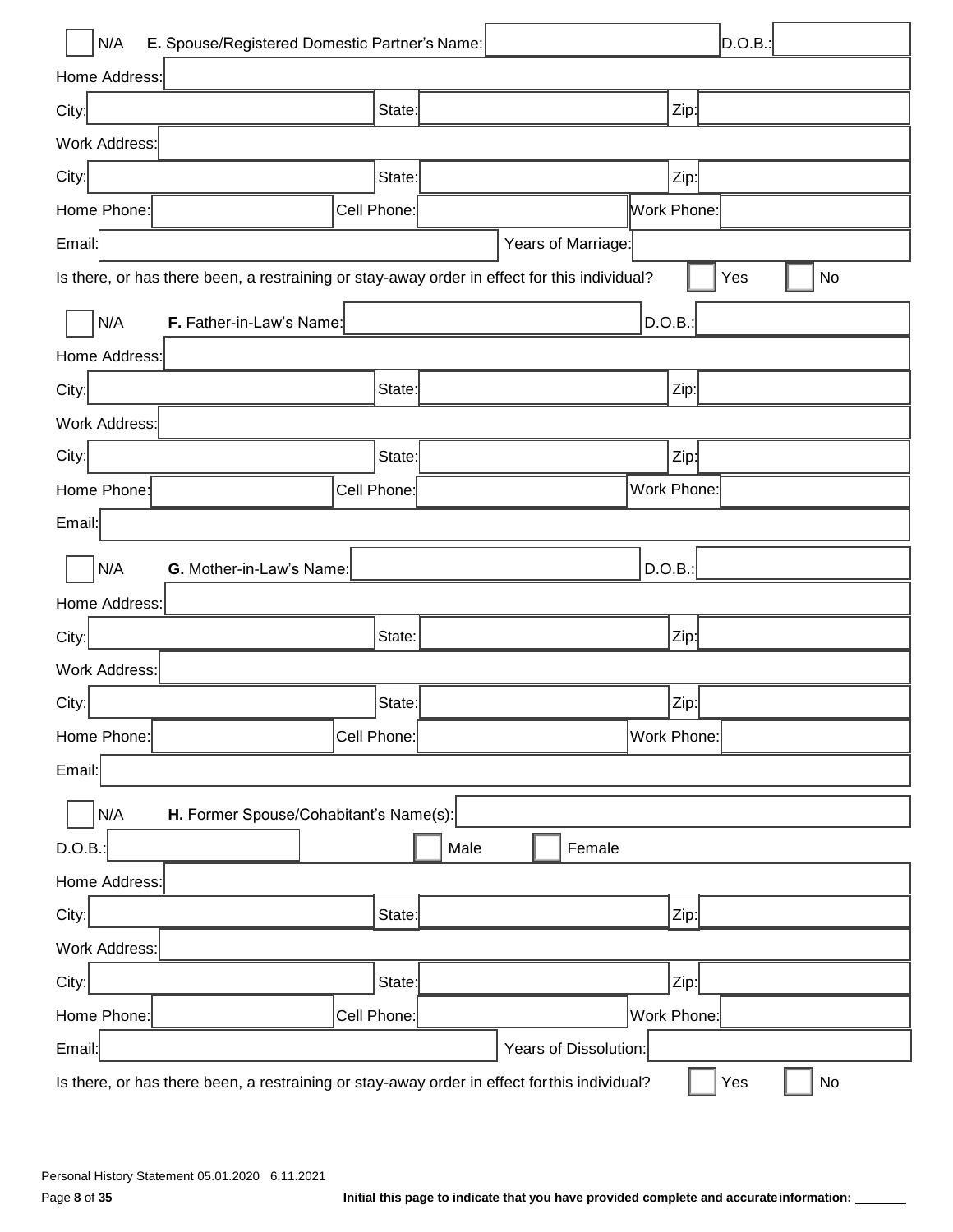☐ N/A **E.** Spouse/Registered Domestic Partner's Name: ____________ D.O.B.: ____________

Home Address: ____________

City: ____________ State: ____________ Zip: ____________

Work Address: ____________

City: ____________ State: ____________ Zip: ____________

Home Phone: ____________ Cell Phone: ____________ Work Phone: ____________

Email: ____________ Years of Marriage: ____________

Is there, or has there been, a restraining or stay-away order in effect for this individual? ☐ Yes ☐ No

☐ N/A **F.** Father-in-Law's Name: ____________ D.O.B.: ____________

Home Address: ____________

City: ____________ State: ____________ Zip: ____________

Work Address: ____________

City: ____________ State: ____________ Zip: ____________

Home Phone: ____________ Cell Phone: ____________ Work Phone: ____________

Email: ____________

☐ N/A **G.** Mother-in-Law's Name: ____________ D.O.B.: ____________

Home Address: ____________

City: ____________ State: ____________ Zip: ____________

Work Address: ____________

City: ____________ State: ____________ Zip: ____________

Home Phone: ____________ Cell Phone: ____________ Work Phone: ____________

Email: ____________

☐ N/A **H.** Former Spouse/Cohabitant's Name(s): ____________

D.O.B.: ____________ ☐ Male ☐ Female

Home Address: ____________

City: ____________ State: ____________ Zip: ____________

Work Address: ____________

City: ____________ State: ____________ Zip: ____________

Home Phone: ____________ Cell Phone: ____________ Work Phone: ____________

Email: ____________ Years of Dissolution: ____________

Is there, or has there been, a restraining or stay-away order in effect for this individual? ☐ Yes ☐ No

Personal History Statement 05.01.2020 6.11.2021

**Initial this page to indicate that you have provided complete and accurate information:** _______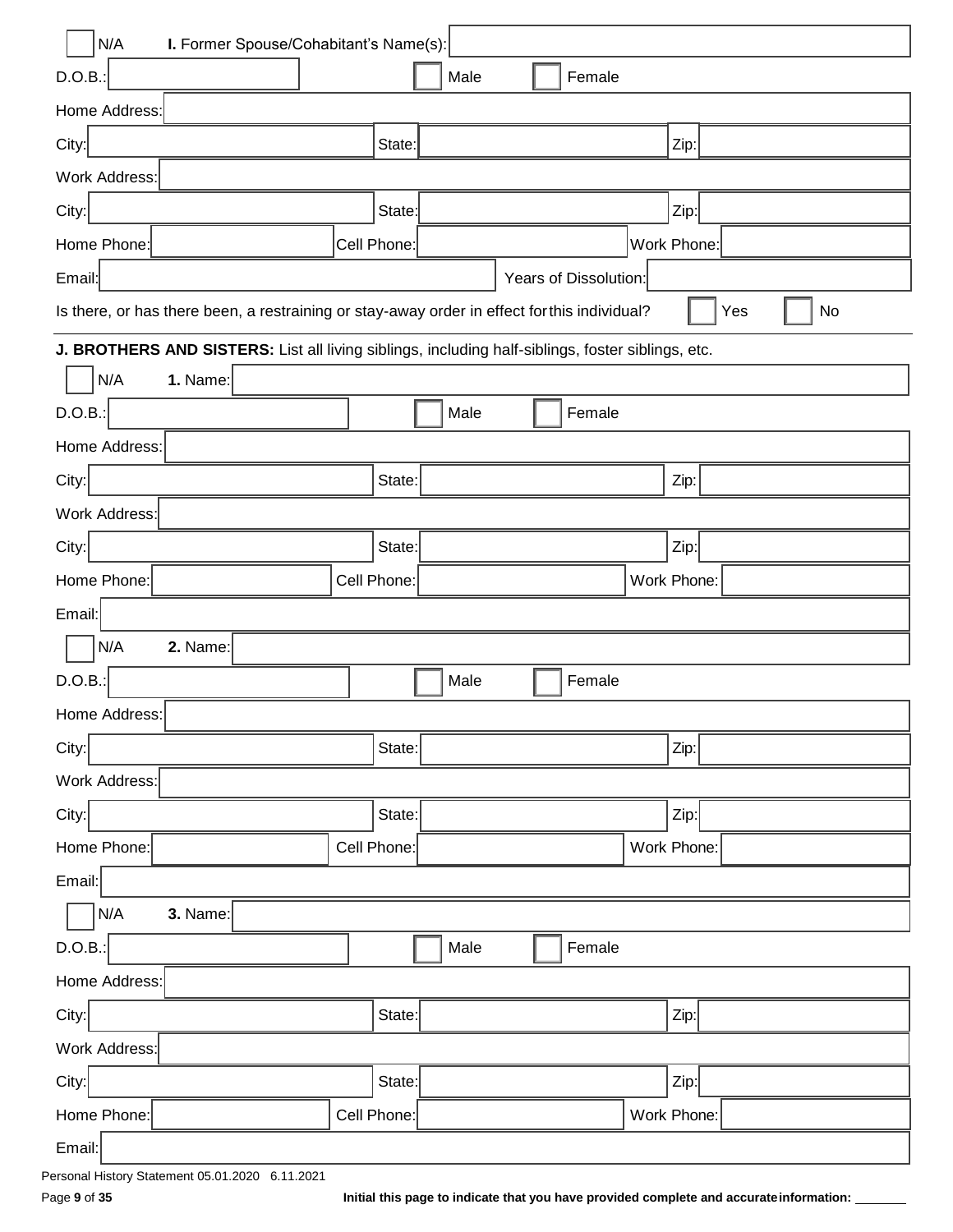☐ N/A **I.** Former Spouse/Cohabitant's Name(s): ____________________

D.O.B.: ____________ ☐ Male ☐ Female

Home Address: ____________________

City: ____________ State: ____________ Zip: ____________

Work Address: ____________________

City: ____________ State: ____________ Zip: ____________

Home Phone: ____________ Cell Phone: ____________ Work Phone: ____________

Email: ____________ Years of Dissolution: ____________

Is there, or has there been, a restraining or stay-away order in effect for this individual? ☐ Yes ☐ No

---

**J. BROTHERS AND SISTERS:** List all living siblings, including half-siblings, foster siblings, etc.

☐ N/A **1.** Name: ____________________

D.O.B.: ____________ ☐ Male ☐ Female

Home Address: ____________________

City: ____________ State: ____________ Zip: ____________

Work Address: ____________________

City: ____________ State: ____________ Zip: ____________

Home Phone: ____________ Cell Phone: ____________ Work Phone: ____________

Email: ____________________

☐ N/A **2.** Name: ____________________

D.O.B.: ____________ ☐ Male ☐ Female

Home Address: ____________________

City: ____________ State: ____________ Zip: ____________

Work Address: ____________________

City: ____________ State: ____________ Zip: ____________

Home Phone: ____________ Cell Phone: ____________ Work Phone: ____________

Email: ____________________

☐ N/A **3.** Name: ____________________

D.O.B.: ____________ ☐ Male ☐ Female

Home Address: ____________________

City: ____________ State: ____________ Zip: ____________

Work Address: ____________________

City: ____________ State: ____________ Zip: ____________

Home Phone: ____________ Cell Phone: ____________ Work Phone: ____________

Email: ____________________

Personal History Statement 05.01.2020 6.11.2021

**Initial this page to indicate that you have provided complete and accurate information:** _______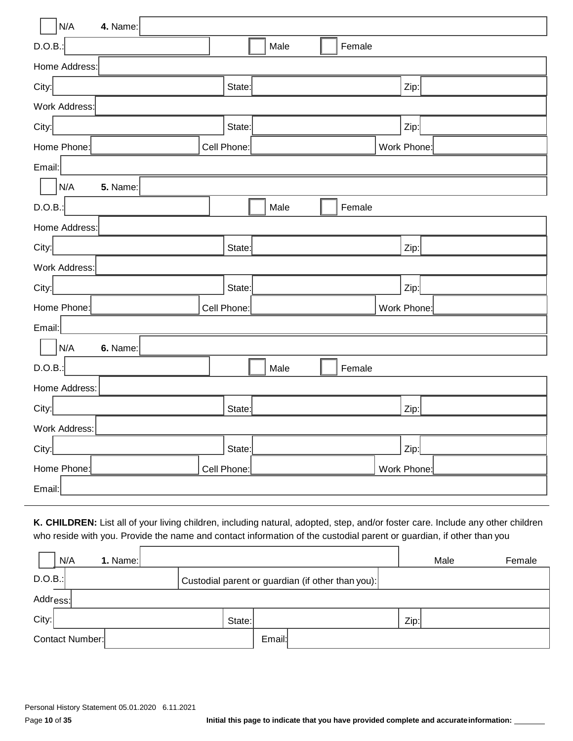☐ N/A **4.** Name:

D.O.B.: ☐ Male ☐ Female

Home Address:

City: State: Zip:

Work Address:

City: State: Zip:

Home Phone: Cell Phone: Work Phone:

Email:

☐ N/A **5.** Name:

D.O.B.: ☐ Male ☐ Female

Home Address:

City: State: Zip:

Work Address:

City: State: Zip:

Home Phone: Cell Phone: Work Phone:

Email:

☐ N/A **6.** Name:

D.O.B.: ☐ Male ☐ Female

Home Address:

City: State: Zip:

Work Address:

City: State: Zip:

Home Phone: Cell Phone: Work Phone:

Email:

---

**K. CHILDREN:** List all of your living children, including natural, adopted, step, and/or foster care. Include any other children who reside with you. Provide the name and contact information of the custodial parent or guardian, if other than you

☐ N/A **1.** Name: Male Female

D.O.B.: Custodial parent or guardian (if other than you):

Address:

City: State: Zip:

Contact Number: Email:

Personal History Statement 05.01.2020 6.11.2021

Initial this page to indicate that you have provided complete and accurate information: _______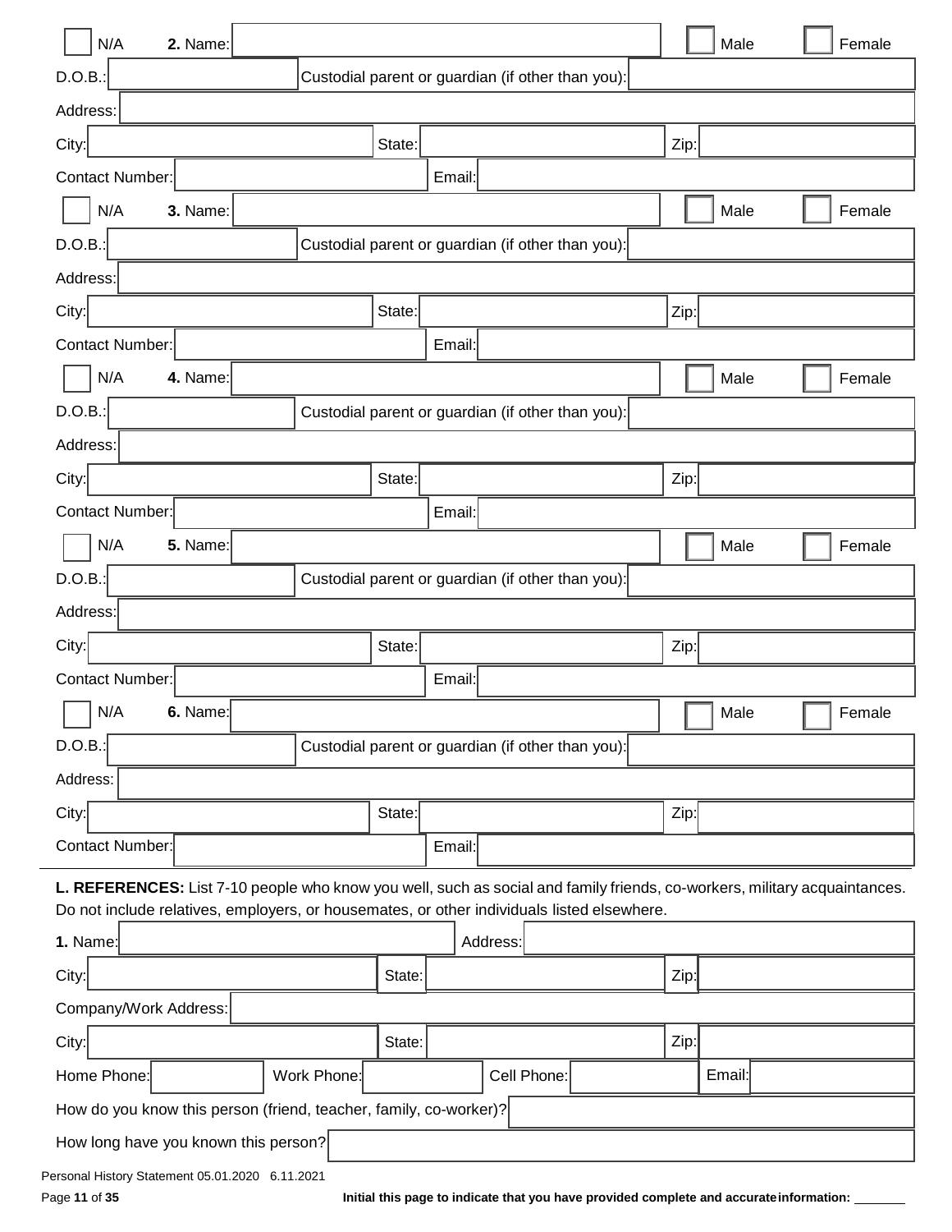☐ N/A **2.** Name: ☐ Male ☐ Female

D.O.B.: Custodial parent or guardian (if other than you):

Address:

City: State: Zip:

Contact Number: Email:

☐ N/A **3.** Name: ☐ Male ☐ Female

D.O.B.: Custodial parent or guardian (if other than you):

Address:

City: State: Zip:

Contact Number: Email:

☐ N/A **4.** Name: ☐ Male ☐ Female

D.O.B.: Custodial parent or guardian (if other than you):

Address:

City: State: Zip:

Contact Number: Email:

☐ N/A **5.** Name: ☐ Male ☐ Female

D.O.B.: Custodial parent or guardian (if other than you):

Address:

City: State: Zip:

Contact Number: Email:

☐ N/A **6.** Name: ☐ Male ☐ Female

D.O.B.: Custodial parent or guardian (if other than you):

Address:

City: State: Zip:

Contact Number: Email:

---

**L. REFERENCES:** List 7-10 people who know you well, such as social and family friends, co-workers, military acquaintances. Do not include relatives, employers, or housemates, or other individuals listed elsewhere.

**1.** Name: Address:

City: State: Zip:

Company/Work Address:

City: State: Zip:

Home Phone: Work Phone: Cell Phone: Email:

How do you know this person (friend, teacher, family, co-worker)?

How long have you known this person?

Personal History Statement 05.01.2020 6.11.2021

Initial this page to indicate that you have provided complete and accurate information: _______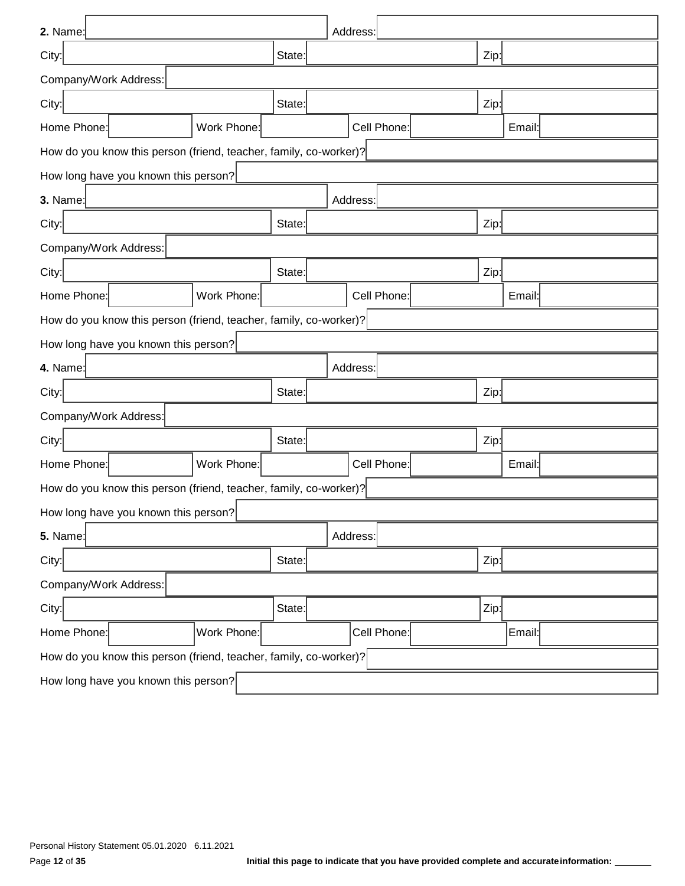**2.** Name: ____________________ Address: ____________________

City: ____________________ State: ____________________ Zip: ____________________

Company/Work Address: ____________________

City: ____________________ State: ____________________ Zip: ____________________

Home Phone: ____________ Work Phone: ____________ Cell Phone: ____________ Email: ____________

How do you know this person (friend, teacher, family, co-worker)? ____________________

How long have you known this person? ____________________

**3.** Name: ____________________ Address: ____________________

City: ____________________ State: ____________________ Zip: ____________________

Company/Work Address: ____________________

City: ____________________ State: ____________________ Zip: ____________________

Home Phone: ____________ Work Phone: ____________ Cell Phone: ____________ Email: ____________

How do you know this person (friend, teacher, family, co-worker)? ____________________

How long have you known this person? ____________________

**4.** Name: ____________________ Address: ____________________

City: ____________________ State: ____________________ Zip: ____________________

Company/Work Address: ____________________

City: ____________________ State: ____________________ Zip: ____________________

Home Phone: ____________ Work Phone: ____________ Cell Phone: ____________ Email: ____________

How do you know this person (friend, teacher, family, co-worker)? ____________________

How long have you known this person? ____________________

**5.** Name: ____________________ Address: ____________________

City: ____________________ State: ____________________ Zip: ____________________

Company/Work Address: ____________________

City: ____________________ State: ____________________ Zip: ____________________

Home Phone: ____________ Work Phone: ____________ Cell Phone: ____________ Email: ____________

How do you know this person (friend, teacher, family, co-worker)? ____________________

How long have you known this person? ____________________

**Initial this page to indicate that you have provided complete and accurate information:** _______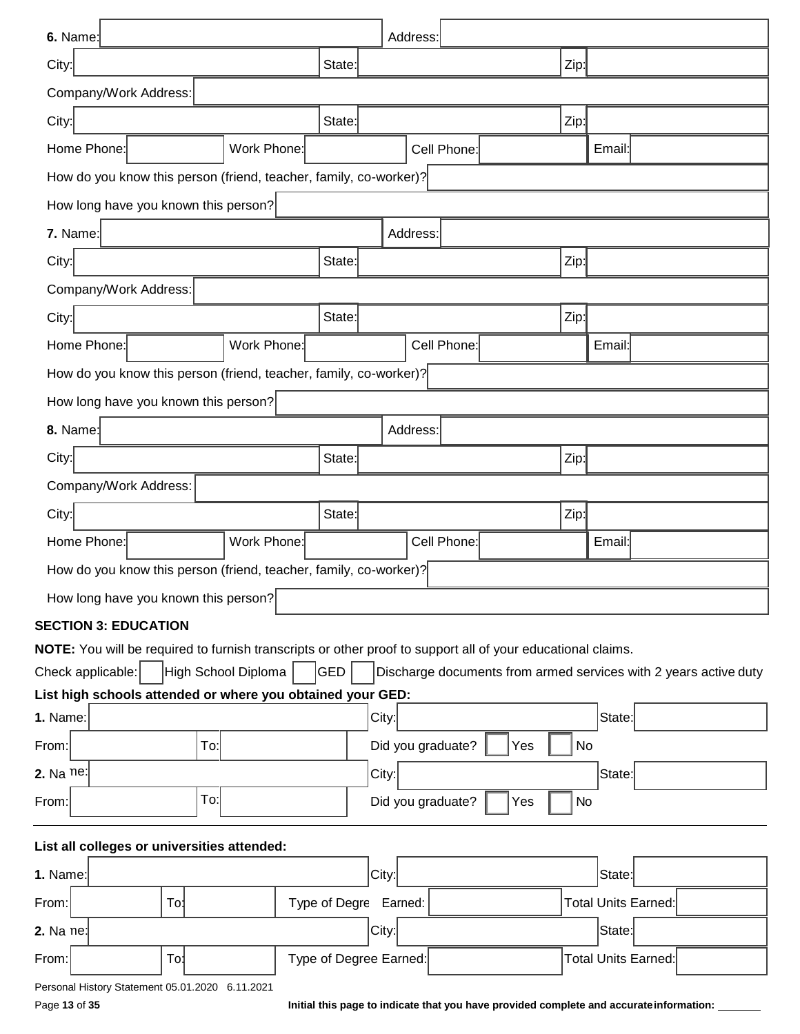**6.** Name: Address:

City: State: Zip:

Company/Work Address:

City: State: Zip:

Home Phone: Work Phone: Cell Phone: Email:

How do you know this person (friend, teacher, family, co-worker)?

How long have you known this person?

**7.** Name: Address:

City: State: Zip:

Company/Work Address:

City: State: Zip:

Home Phone: Work Phone: Cell Phone: Email:

How do you know this person (friend, teacher, family, co-worker)?

How long have you known this person?

**8.** Name: Address:

City: State: Zip:

Company/Work Address:

City: State: Zip:

Home Phone: Work Phone: Cell Phone: Email:

How do you know this person (friend, teacher, family, co-worker)?

How long have you known this person?

**SECTION 3: EDUCATION**

**NOTE:** You will be required to furnish transcripts or other proof to support all of your educational claims.

Check applicable: ☐ High School Diploma ☐ GED ☐ Discharge documents from armed services with 2 years active duty

**List high schools attended or where you obtained your GED:**

**1.** Name: City: State:

From: To: Did you graduate? ☐ Yes ☐ No

**2.** Name: City: State:

From: To: Did you graduate? ☐ Yes ☐ No

---

**List all colleges or universities attended:**

**1.** Name: City: State:

From: To: Type of Degree Earned: Total Units Earned:

**2.** Name: City: State:

From: To: Type of Degree Earned: Total Units Earned:

Personal History Statement 05.01.2020 6.11.2021

**Initial this page to indicate that you have provided complete and accurate information:** _______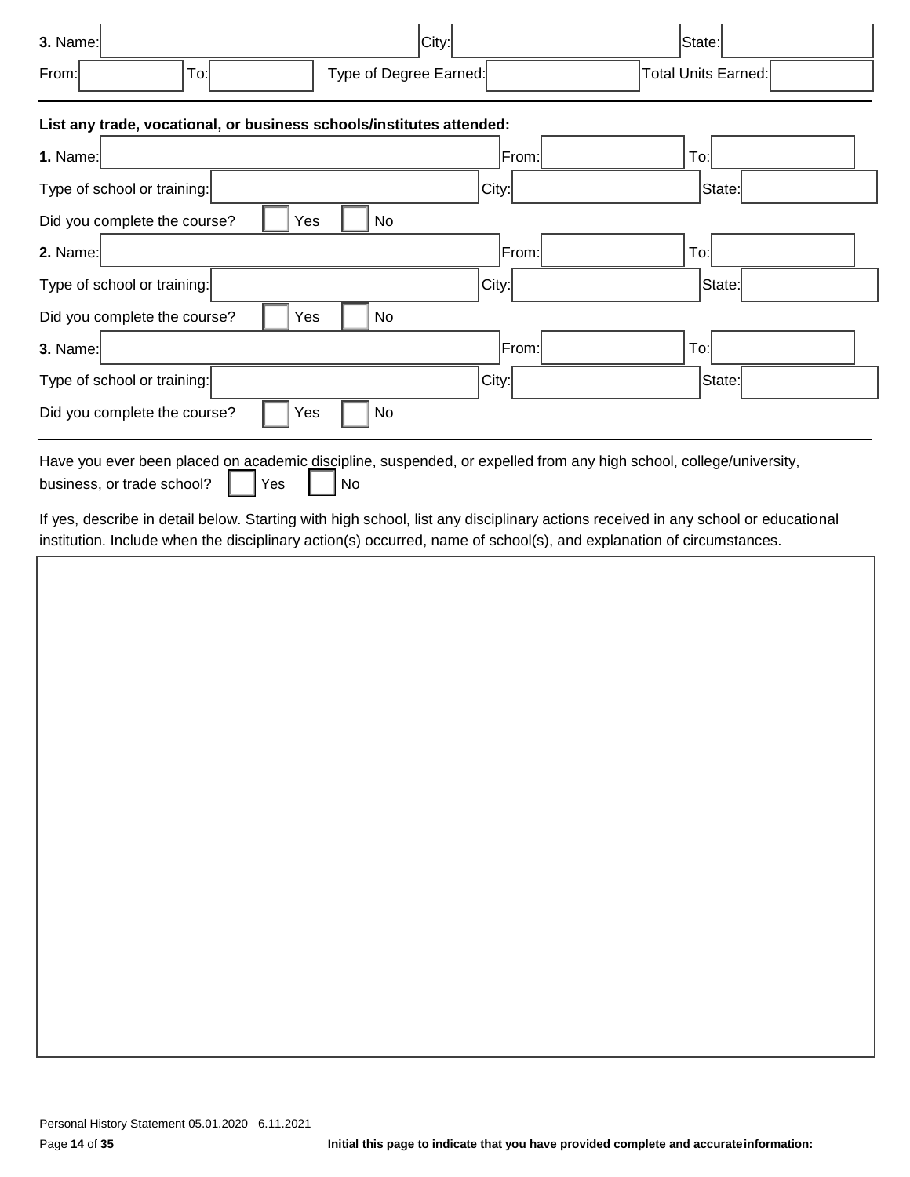**3.** Name: City: State:

From: To: Type of Degree Earned: Total Units Earned:

---

**List any trade, vocational, or business schools/institutes attended:**

**1.** Name: From: To:

Type of school or training: City: State:

Did you complete the course? ☐ Yes ☐ No

**2.** Name: From: To:

Type of school or training: City: State:

Did you complete the course? ☐ Yes ☐ No

**3.** Name: From: To:

Type of school or training: City: State:

Did you complete the course? ☐ Yes ☐ No

---

Have you ever been placed on academic discipline, suspended, or expelled from any high school, college/university, business, or trade school? ☐ Yes ☐ No

If yes, describe in detail below. Starting with high school, list any disciplinary actions received in any school or educational institution. Include when the disciplinary action(s) occurred, name of school(s), and explanation of circumstances.

Personal History Statement 05.01.2020 6.11.2021

Initial this page to indicate that you have provided complete and accurate information: _______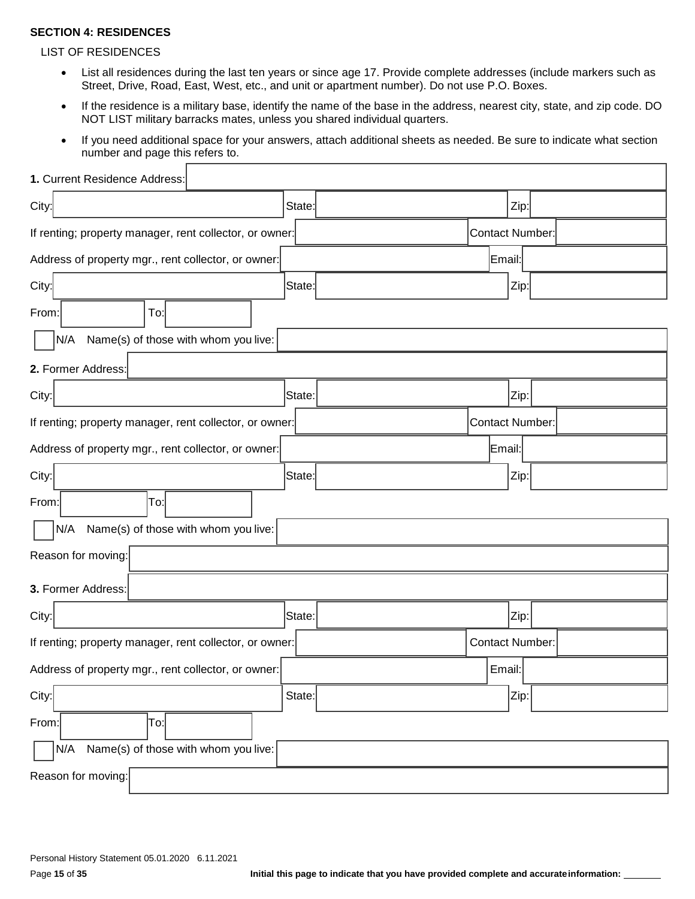**SECTION 4: RESIDENCES**

LIST OF RESIDENCES

- List all residences during the last ten years or since age 17. Provide complete addresses (include markers such as Street, Drive, Road, East, West, etc., and unit or apartment number). Do not use P.O. Boxes.
- If the residence is a military base, identify the name of the base in the address, nearest city, state, and zip code. DO NOT LIST military barracks mates, unless you shared individual quarters.
- If you need additional space for your answers, attach additional sheets as needed. Be sure to indicate what section number and page this refers to.

**1.** Current Residence Address: ____________________

City: ____________ State: ____________ Zip: ____________

If renting; property manager, rent collector, or owner: ____________ Contact Number: ____________

Address of property mgr., rent collector, or owner: ____________ Email: ____________

City: ____________ State: ____________ Zip: ____________

From: ________ To: ________

☐ N/A Name(s) of those with whom you live: ____________________

**2.** Former Address: ____________________

City: ____________ State: ____________ Zip: ____________

If renting; property manager, rent collector, or owner: ____________ Contact Number: ____________

Address of property mgr., rent collector, or owner: ____________ Email: ____________

City: ____________ State: ____________ Zip: ____________

From: ________ To: ________

☐ N/A Name(s) of those with whom you live: ____________________

Reason for moving: ____________________

**3.** Former Address: ____________________

City: ____________ State: ____________ Zip: ____________

If renting; property manager, rent collector, or owner: ____________ Contact Number: ____________

Address of property mgr., rent collector, or owner: ____________ Email: ____________

City: ____________ State: ____________ Zip: ____________

From: ________ To: ________

☐ N/A Name(s) of those with whom you live: ____________________

Reason for moving: ____________________

Personal History Statement 05.01.2020 6.11.2021

**Initial this page to indicate that you have provided complete and accurate information:** _______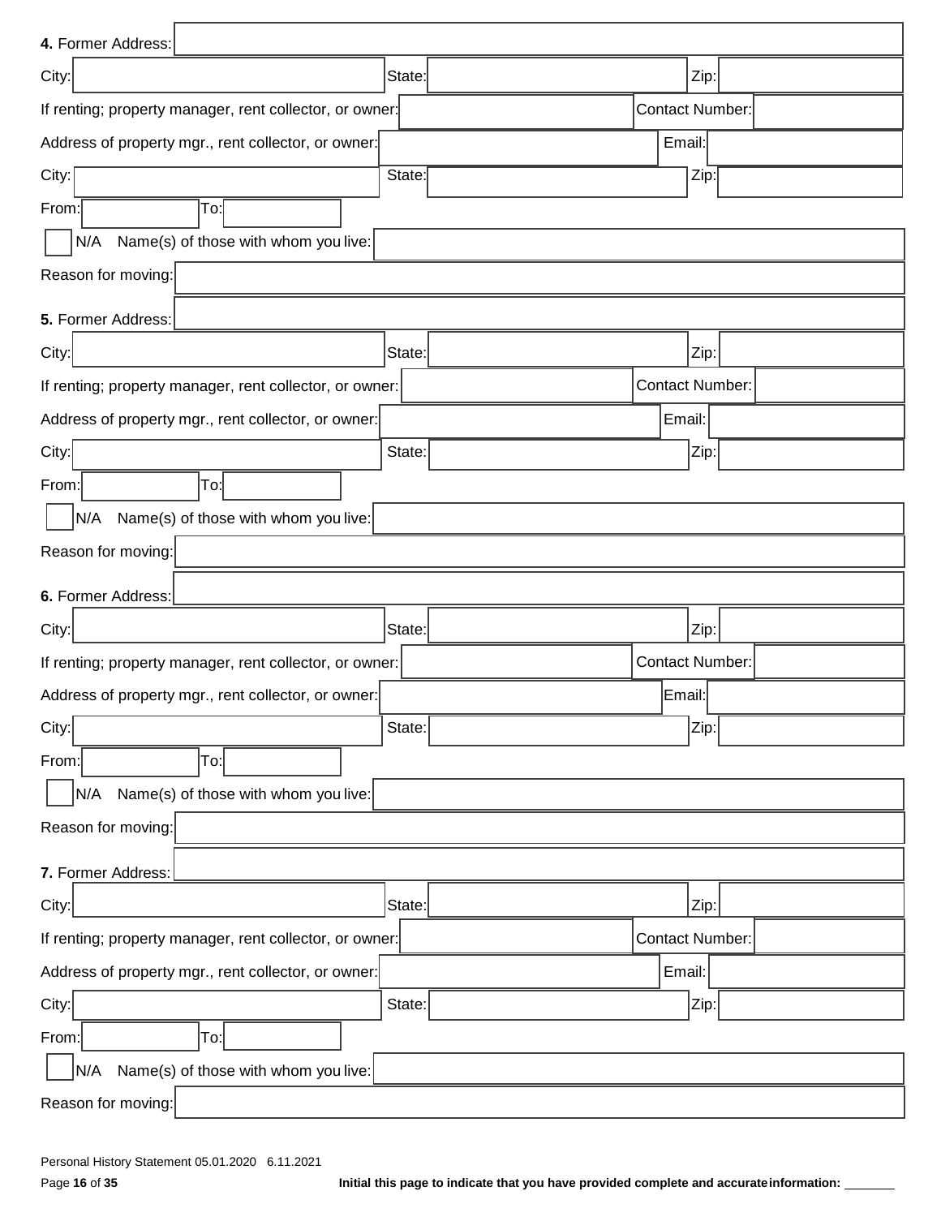**4.** Former Address: 

City: State: Zip: 

If renting; property manager, rent collector, or owner: Contact Number: 

Address of property mgr., rent collector, or owner: Email: 

City: State: Zip: 

From: To: 

☐ N/A Name(s) of those with whom you live: 

Reason for moving: 

**5.** Former Address: 

City: State: Zip: 

If renting; property manager, rent collector, or owner: Contact Number: 

Address of property mgr., rent collector, or owner: Email: 

City: State: Zip: 

From: To: 

☐ N/A Name(s) of those with whom you live: 

Reason for moving: 

**6.** Former Address: 

City: State: Zip: 

If renting; property manager, rent collector, or owner: Contact Number: 

Address of property mgr., rent collector, or owner: Email: 

City: State: Zip: 

From: To: 

☐ N/A Name(s) of those with whom you live: 

Reason for moving: 

**7.** Former Address: 

City: State: Zip: 

If renting; property manager, rent collector, or owner: Contact Number: 

Address of property mgr., rent collector, or owner: Email: 

City: State: Zip: 

From: To: 

☐ N/A Name(s) of those with whom you live: 

Reason for moving: 

Personal History Statement 05.01.2020 6.11.2021

**Initial this page to indicate that you have provided complete and accurate information:** _______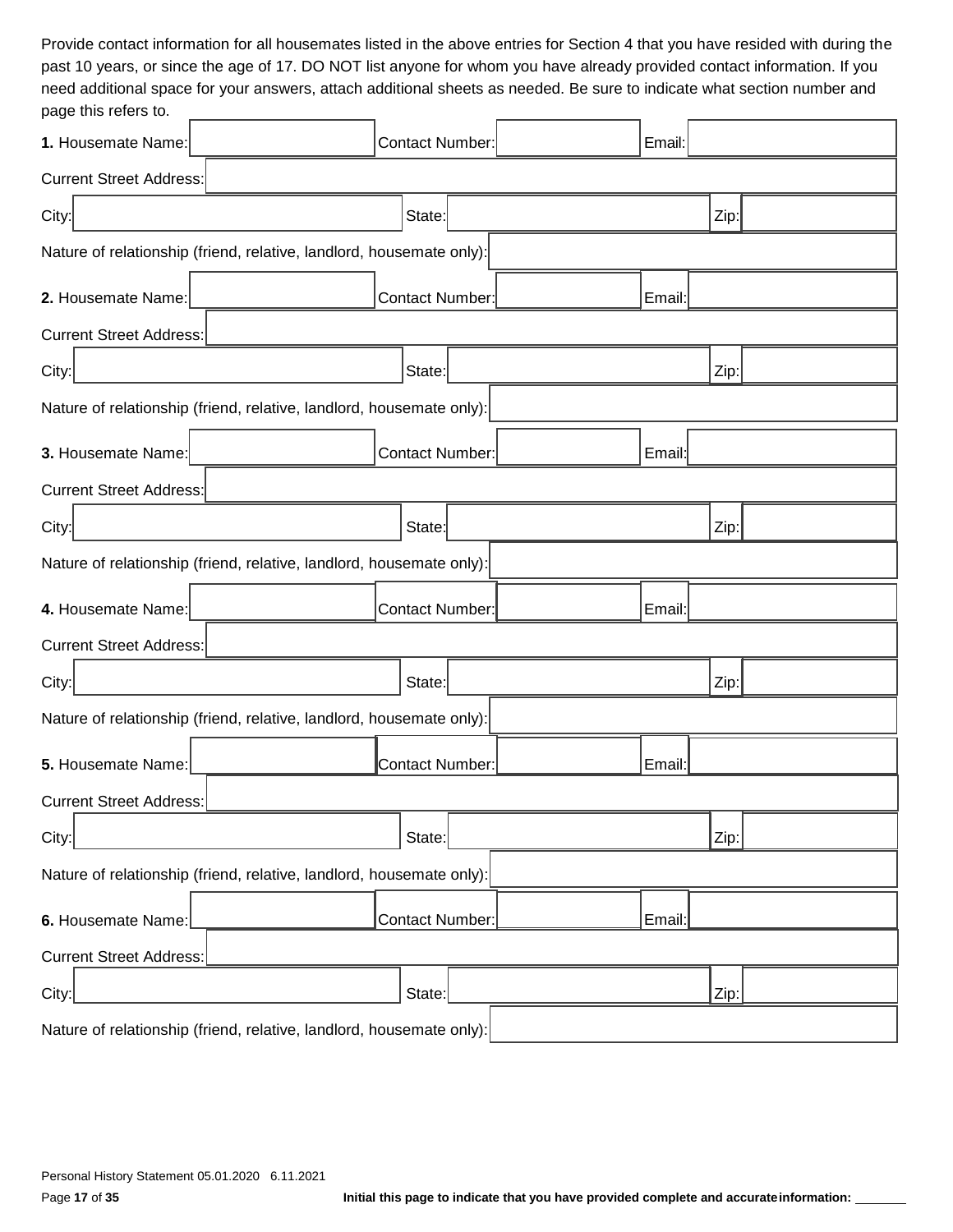Provide contact information for all housemates listed in the above entries for Section 4 that you have resided with during the past 10 years, or since the age of 17. DO NOT list anyone for whom you have already provided contact information. If you need additional space for your answers, attach additional sheets as needed. Be sure to indicate what section number and page this refers to.

**1.** Housemate Name: | Contact Number: | Email:

Current Street Address:

City: | State: | Zip:

Nature of relationship (friend, relative, landlord, housemate only):

**2.** Housemate Name: | Contact Number: | Email:

Current Street Address:

City: | State: | Zip:

Nature of relationship (friend, relative, landlord, housemate only):

**3.** Housemate Name: | Contact Number: | Email:

Current Street Address:

City: | State: | Zip:

Nature of relationship (friend, relative, landlord, housemate only):

**4.** Housemate Name: | Contact Number: | Email:

Current Street Address:

City: | State: | Zip:

Nature of relationship (friend, relative, landlord, housemate only):

**5.** Housemate Name: | Contact Number: | Email:

Current Street Address:

City: | State: | Zip:

Nature of relationship (friend, relative, landlord, housemate only):

**6.** Housemate Name: | Contact Number: | Email:

Current Street Address:

City: | State: | Zip:

Nature of relationship (friend, relative, landlord, housemate only):

Personal History Statement 05.01.2020 6.11.2021

**Initial this page to indicate that you have provided complete and accurate information:** ________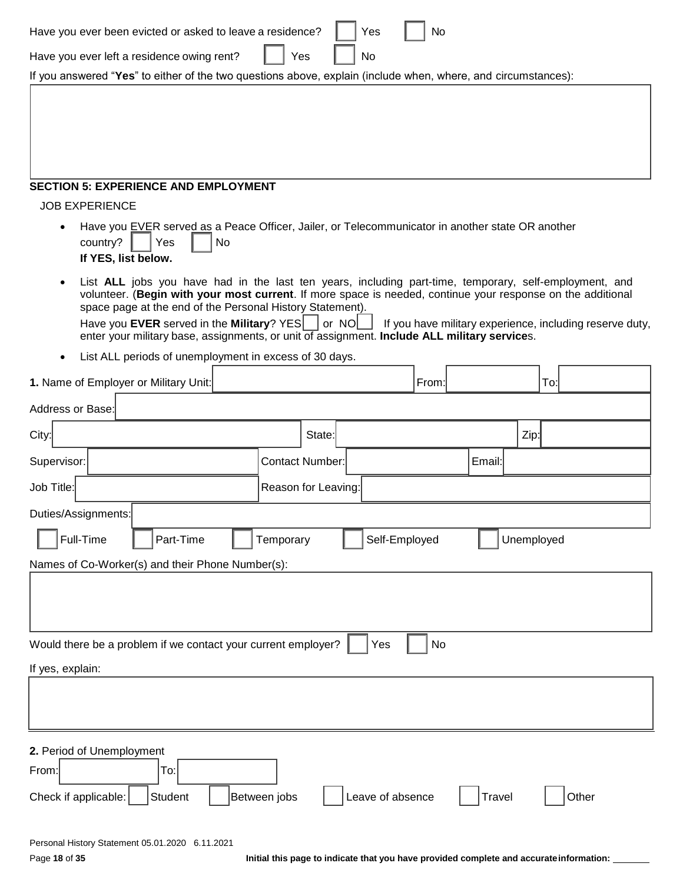Have you ever been evicted or asked to leave a residence? ☐ Yes ☐ No

Have you ever left a residence owing rent? ☐ Yes ☐ No

If you answered "**Yes**" to either of the two questions above, explain (include when, where, and circumstances):

| |
|---|
| |

## SECTION 5: EXPERIENCE AND EMPLOYMENT

JOB EXPERIENCE

- Have you EVER served as a Peace Officer, Jailer, or Telecommunicator in another state OR another country? ☐ Yes ☐ No
  **If YES, list below.**
- List **ALL** jobs you have had in the last ten years, including part-time, temporary, self-employment, and volunteer. (**Begin with your most current**. If more space is needed, continue your response on the additional space page at the end of the Personal History Statement).
  Have you **EVER** served in the **Military**? YES ☐ or NO ☐ If you have military experience, including reserve duty, enter your military base, assignments, or unit of assignment. **Include ALL military service**s.
- List ALL periods of unemployment in excess of 30 days.

**1.** Name of Employer or Military Unit: __________ From: __________ To: __________

Address or Base: __________

City: __________ State: __________ Zip: __________

Supervisor: __________ Contact Number: __________ Email: __________

Job Title: __________ Reason for Leaving: __________

Duties/Assignments: __________

☐ Full-Time ☐ Part-Time ☐ Temporary ☐ Self-Employed ☐ Unemployed

Names of Co-Worker(s) and their Phone Number(s):

| |
|---|
| |

Would there be a problem if we contact your current employer? ☐ Yes ☐ No

If yes, explain:

| |
|---|
| |

**2.** Period of Unemployment

From: __________ To: __________

Check if applicable: ☐ Student ☐ Between jobs ☐ Leave of absence ☐ Travel ☐ Other

Personal History Statement 05.01.2020 6.11.2021

Initial this page to indicate that you have provided complete and accurate information: _______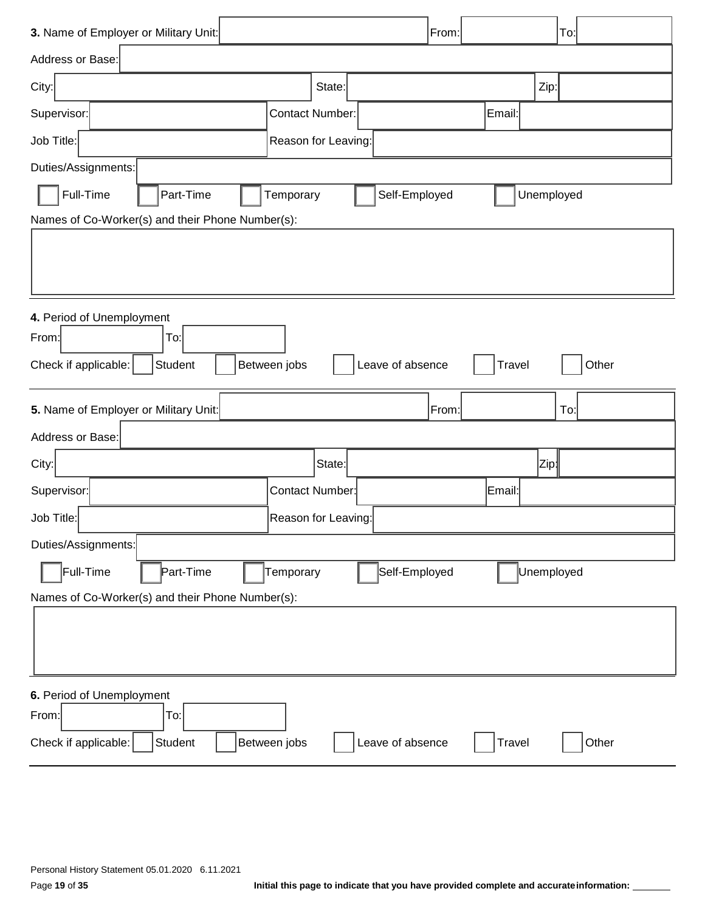**3.** Name of Employer or Military Unit: ______ From: ______ To: ______

Address or Base: ______

City: ______ State: ______ Zip: ______

Supervisor: ______ Contact Number: ______ Email: ______

Job Title: ______ Reason for Leaving: ______

Duties/Assignments: ______

☐ Full-Time ☐ Part-Time ☐ Temporary ☐ Self-Employed ☐ Unemployed

Names of Co-Worker(s) and their Phone Number(s):

______

---

**4.** Period of Unemployment

From: ______ To: ______

Check if applicable: ☐ Student ☐ Between jobs ☐ Leave of absence ☐ Travel ☐ Other

---

**5.** Name of Employer or Military Unit: ______ From: ______ To: ______

Address or Base: ______

City: ______ State: ______ Zip: ______

Supervisor: ______ Contact Number: ______ Email: ______

Job Title: ______ Reason for Leaving: ______

Duties/Assignments: ______

☐ Full-Time ☐ Part-Time ☐ Temporary ☐ Self-Employed ☐ Unemployed

Names of Co-Worker(s) and their Phone Number(s):

______

---

**6.** Period of Unemployment

From: ______ To: ______

Check if applicable: ☐ Student ☐ Between jobs ☐ Leave of absence ☐ Travel ☐ Other

---

Personal History Statement 05.01.2020 6.11.2021

**Initial this page to indicate that you have provided complete and accurate information:** ________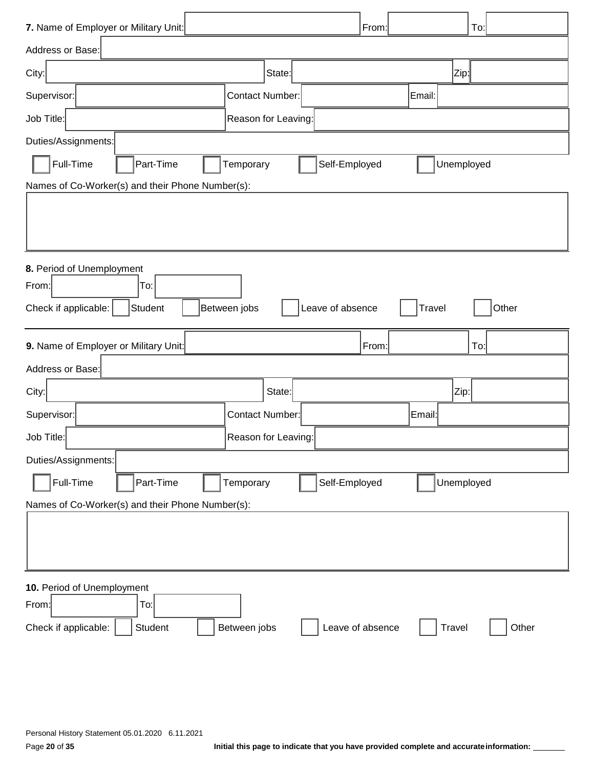**7.** Name of Employer or Military Unit: ____________________ From: __________ To: __________

Address or Base: ____________________

City: ____________________ State: ____________________ Zip: __________

Supervisor: ____________________ Contact Number: ____________________ Email: ____________________

Job Title: ____________________ Reason for Leaving: ____________________

Duties/Assignments: ____________________

☐ Full-Time ☐ Part-Time ☐ Temporary ☐ Self-Employed ☐ Unemployed

Names of Co-Worker(s) and their Phone Number(s):

____________________

**8.** Period of Unemployment

From: __________ To: __________

Check if applicable: ☐ Student ☐ Between jobs ☐ Leave of absence ☐ Travel ☐ Other

---

**9.** Name of Employer or Military Unit: ____________________ From: __________ To: __________

Address or Base: ____________________

City: ____________________ State: ____________________ Zip: __________

Supervisor: ____________________ Contact Number: ____________________ Email: ____________________

Job Title: ____________________ Reason for Leaving: ____________________

Duties/Assignments: ____________________

☐ Full-Time ☐ Part-Time ☐ Temporary ☐ Self-Employed ☐ Unemployed

Names of Co-Worker(s) and their Phone Number(s):

____________________

**10.** Period of Unemployment

From: __________ To: __________

Check if applicable: ☐ Student ☐ Between jobs ☐ Leave of absence ☐ Travel ☐ Other

Personal History Statement 05.01.2020 6.11.2021

**Initial this page to indicate that you have provided complete and accurate information:** _______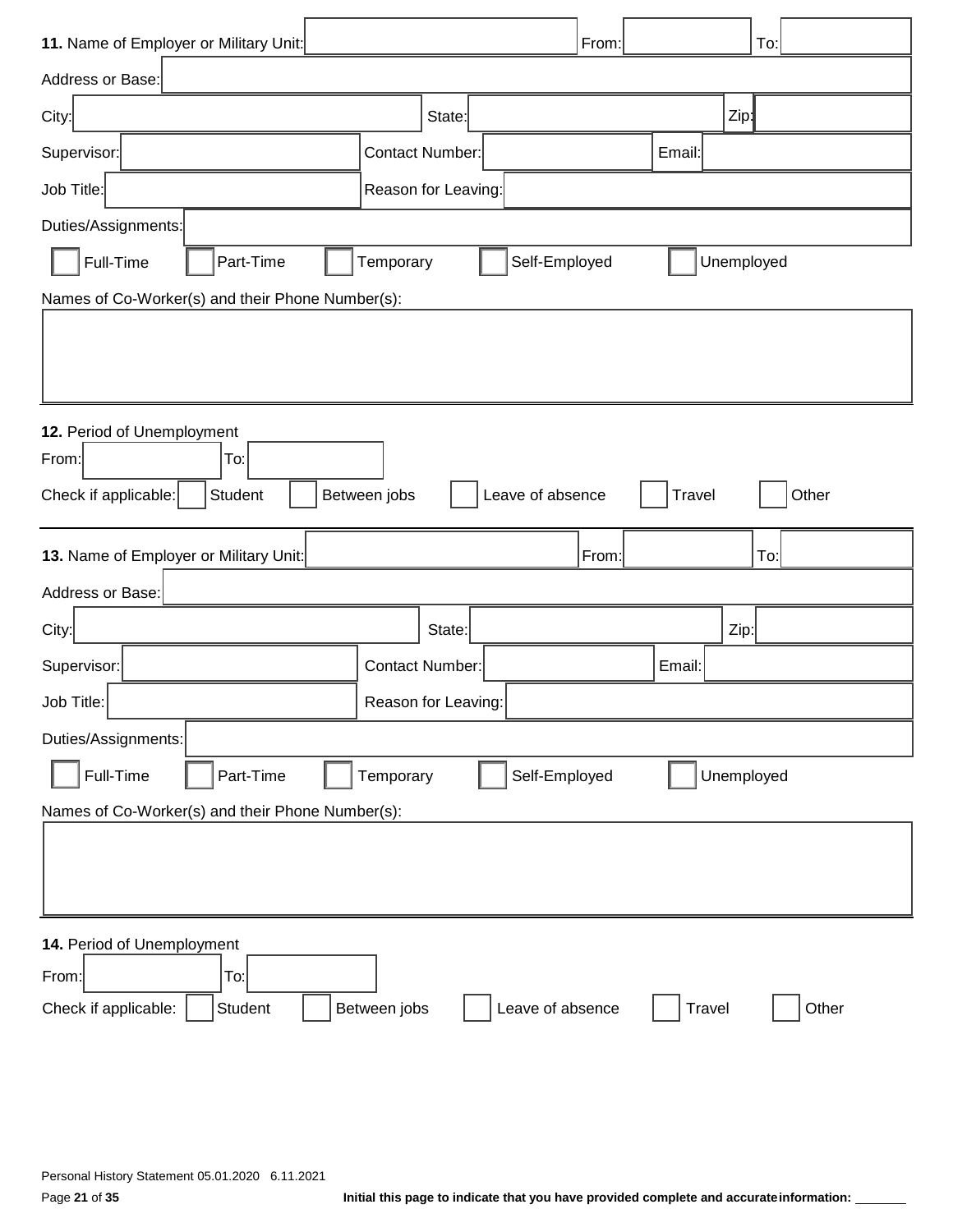**11.** Name of Employer or Military Unit: From: To:

Address or Base:

City: State: Zip:

Supervisor: Contact Number: Email:

Job Title: Reason for Leaving:

Duties/Assignments:

☐ Full-Time ☐ Part-Time ☐ Temporary ☐ Self-Employed ☐ Unemployed

Names of Co-Worker(s) and their Phone Number(s):

---

**12.** Period of Unemployment

From: To:

Check if applicable: ☐ Student ☐ Between jobs ☐ Leave of absence ☐ Travel ☐ Other

---

**13.** Name of Employer or Military Unit: From: To:

Address or Base:

City: State: Zip:

Supervisor: Contact Number: Email:

Job Title: Reason for Leaving:

Duties/Assignments:

☐ Full-Time ☐ Part-Time ☐ Temporary ☐ Self-Employed ☐ Unemployed

Names of Co-Worker(s) and their Phone Number(s):

---

**14.** Period of Unemployment

From: To:

Check if applicable: ☐ Student ☐ Between jobs ☐ Leave of absence ☐ Travel ☐ Other

Personal History Statement 05.01.2020 6.11.2021

**Initial this page to indicate that you have provided complete and accurate information:** _______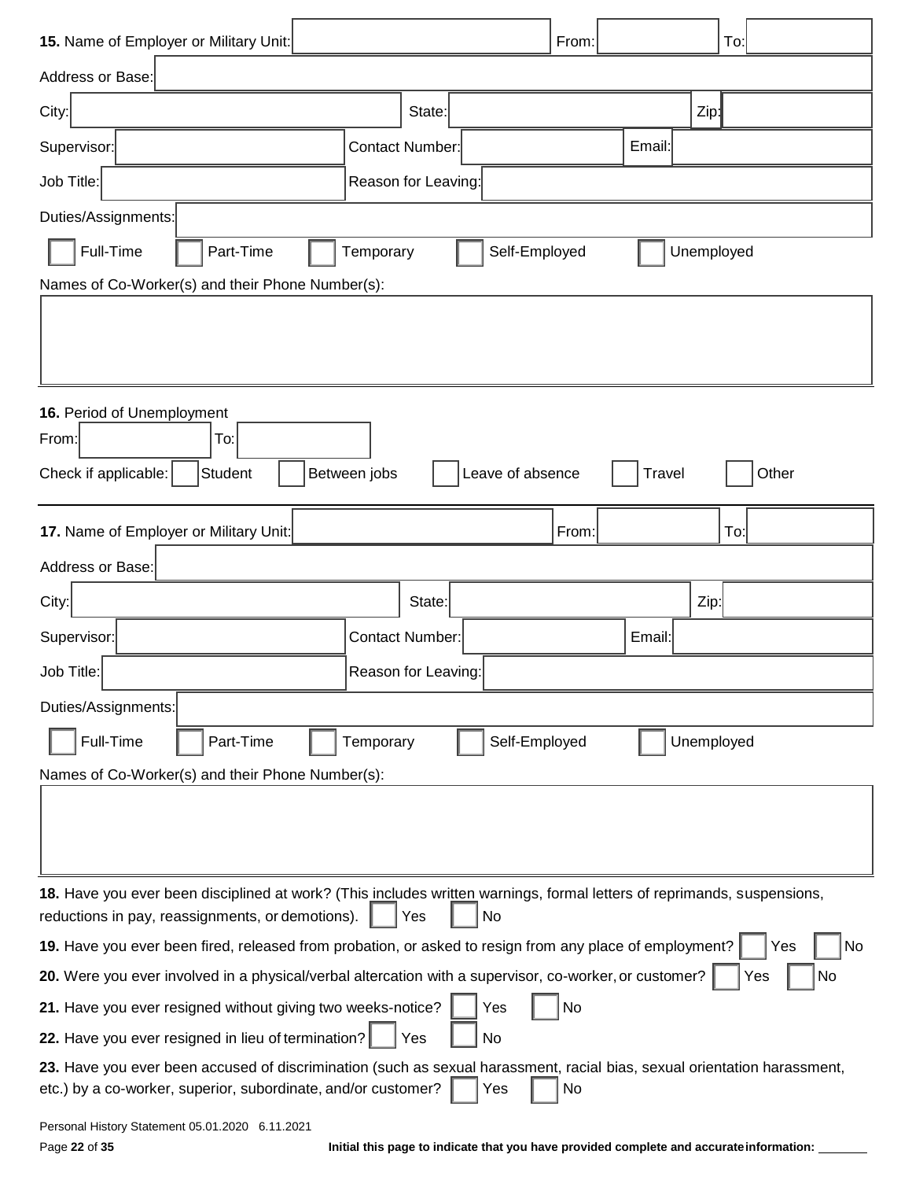**15.** Name of Employer or Military Unit: ____________ From: ________ To: ________

Address or Base: ____________

City: ____________ State: ____________ Zip: ________

Supervisor: ____________ Contact Number: ____________ Email: ____________

Job Title: ____________ Reason for Leaving: ____________

Duties/Assignments: ____________

☐ Full-Time ☐ Part-Time ☐ Temporary ☐ Self-Employed ☐ Unemployed

Names of Co-Worker(s) and their Phone Number(s):

____________

---

**16.** Period of Unemployment

From: ________ To: ________

Check if applicable: ☐ Student ☐ Between jobs ☐ Leave of absence ☐ Travel ☐ Other

---

**17.** Name of Employer or Military Unit: ____________ From: ________ To: ________

Address or Base: ____________

City: ____________ State: ____________ Zip: ________

Supervisor: ____________ Contact Number: ____________ Email: ____________

Job Title: ____________ Reason for Leaving: ____________

Duties/Assignments: ____________

☐ Full-Time ☐ Part-Time ☐ Temporary ☐ Self-Employed ☐ Unemployed

Names of Co-Worker(s) and their Phone Number(s):

____________

---

**18.** Have you ever been disciplined at work? (This includes written warnings, formal letters of reprimands, suspensions, reductions in pay, reassignments, or demotions). ☐ Yes ☐ No

**19.** Have you ever been fired, released from probation, or asked to resign from any place of employment? ☐ Yes ☐ No

**20.** Were you ever involved in a physical/verbal altercation with a supervisor, co-worker, or customer? ☐ Yes ☐ No

**21.** Have you ever resigned without giving two weeks-notice? ☐ Yes ☐ No

**22.** Have you ever resigned in lieu of termination? ☐ Yes ☐ No

**23.** Have you ever been accused of discrimination (such as sexual harassment, racial bias, sexual orientation harassment, etc.) by a co-worker, superior, subordinate, and/or customer? ☐ Yes ☐ No

Personal History Statement 05.01.2020 6.11.2021

**Initial this page to indicate that you have provided complete and accurate information:** ________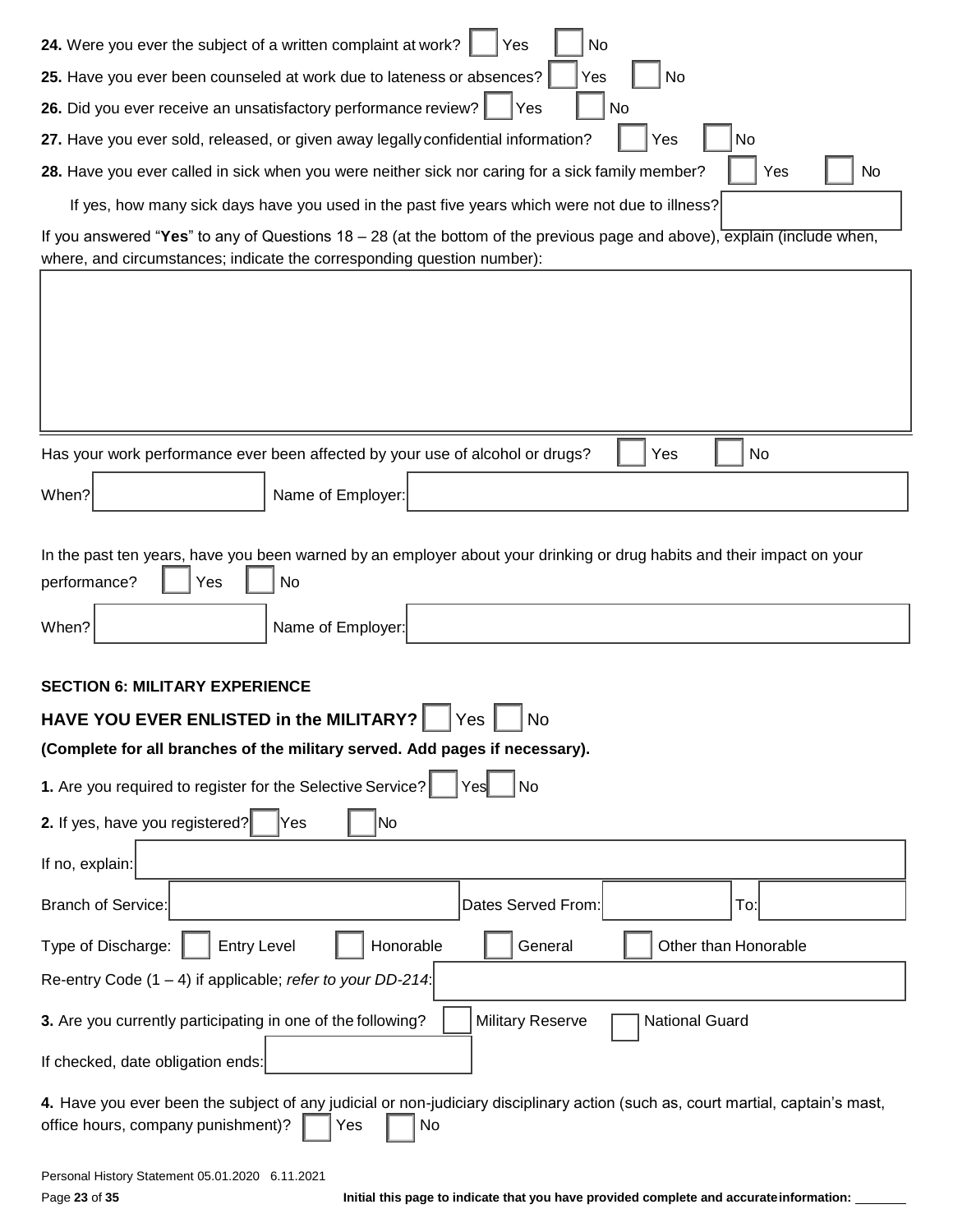**24.** Were you ever the subject of a written complaint at work? ☐ Yes ☐ No

**25.** Have you ever been counseled at work due to lateness or absences? ☐ Yes ☐ No

**26.** Did you ever receive an unsatisfactory performance review? ☐ Yes ☐ No

**27.** Have you ever sold, released, or given away legally confidential information? ☐ Yes ☐ No

**28.** Have you ever called in sick when you were neither sick nor caring for a sick family member? ☐ Yes ☐ No

If yes, how many sick days have you used in the past five years which were not due to illness? ______

If you answered "**Yes**" to any of Questions 18 – 28 (at the bottom of the previous page and above), explain (include when, where, and circumstances; indicate the corresponding question number):

______

Has your work performance ever been affected by your use of alcohol or drugs? ☐ Yes ☐ No

When? ______ Name of Employer: ______

In the past ten years, have you been warned by an employer about your drinking or drug habits and their impact on your performance? ☐ Yes ☐ No

When? ______ Name of Employer: ______

**SECTION 6: MILITARY EXPERIENCE**

**HAVE YOU EVER ENLISTED in the MILITARY?** ☐ Yes ☐ No

**(Complete for all branches of the military served. Add pages if necessary).**

**1.** Are you required to register for the Selective Service? ☐ Yes ☐ No

**2.** If yes, have you registered? ☐ Yes ☐ No

If no, explain: ______

Branch of Service: ______ Dates Served From: ______ To: ______

Type of Discharge: ☐ Entry Level ☐ Honorable ☐ General ☐ Other than Honorable

Re-entry Code (1 – 4) if applicable; *refer to your DD-214*: ______

**3.** Are you currently participating in one of the following? ☐ Military Reserve ☐ National Guard

If checked, date obligation ends: ______

**4.** Have you ever been the subject of any judicial or non-judiciary disciplinary action (such as, court martial, captain's mast, office hours, company punishment)? ☐ Yes ☐ No

Personal History Statement 05.01.2020 6.11.2021

**Initial this page to indicate that you have provided complete and accurate information:** ______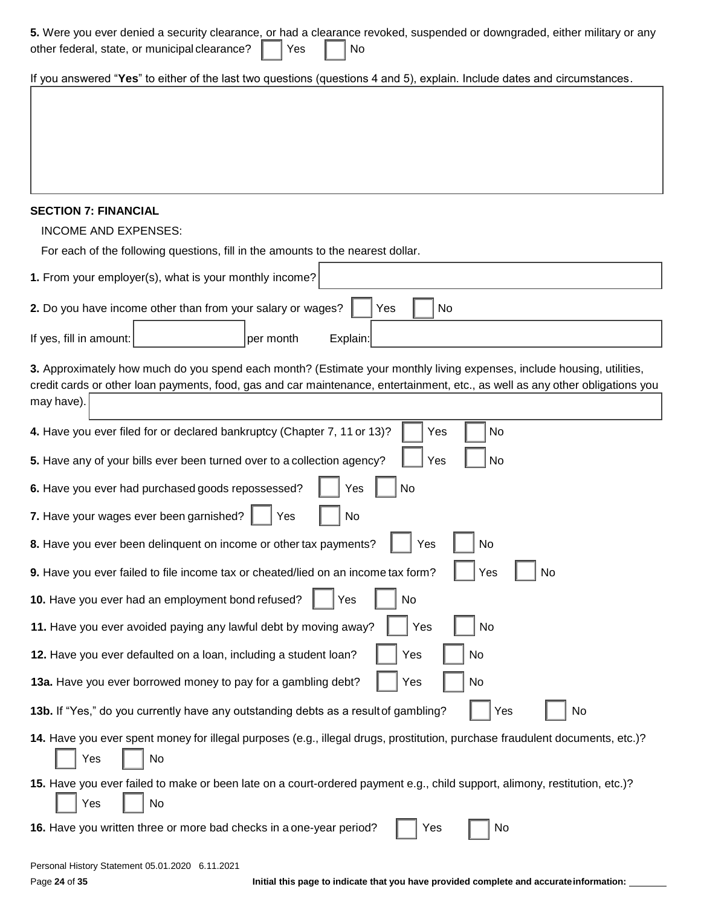**5.** Were you ever denied a security clearance, or had a clearance revoked, suspended or downgraded, either military or any other federal, state, or municipal clearance? ☐ Yes ☐ No

If you answered "**Yes**" to either of the last two questions (questions 4 and 5), explain. Include dates and circumstances.

**SECTION 7: FINANCIAL**

INCOME AND EXPENSES:

For each of the following questions, fill in the amounts to the nearest dollar.

**1.** From your employer(s), what is your monthly income?

**2.** Do you have income other than from your salary or wages? ☐ Yes ☐ No

If yes, fill in amount: ________ per month Explain:

**3.** Approximately how much do you spend each month? (Estimate your monthly living expenses, include housing, utilities, credit cards or other loan payments, food, gas and car maintenance, entertainment, etc., as well as any other obligations you may have).

**4.** Have you ever filed for or declared bankruptcy (Chapter 7, 11 or 13)? ☐ Yes ☐ No

**5.** Have any of your bills ever been turned over to a collection agency? ☐ Yes ☐ No

**6.** Have you ever had purchased goods repossessed? ☐ Yes ☐ No

**7.** Have your wages ever been garnished? ☐ Yes ☐ No

**8.** Have you ever been delinquent on income or other tax payments? ☐ Yes ☐ No

**9.** Have you ever failed to file income tax or cheated/lied on an income tax form? ☐ Yes ☐ No

**10.** Have you ever had an employment bond refused? ☐ Yes ☐ No

**11.** Have you ever avoided paying any lawful debt by moving away? ☐ Yes ☐ No

**12.** Have you ever defaulted on a loan, including a student loan? ☐ Yes ☐ No

**13a.** Have you ever borrowed money to pay for a gambling debt? ☐ Yes ☐ No

**13b.** If "Yes," do you currently have any outstanding debts as a result of gambling? ☐ Yes ☐ No

**14.** Have you ever spent money for illegal purposes (e.g., illegal drugs, prostitution, purchase fraudulent documents, etc.)?

☐ Yes ☐ No

**15.** Have you ever failed to make or been late on a court-ordered payment e.g., child support, alimony, restitution, etc.)?

☐ Yes ☐ No

**16.** Have you written three or more bad checks in a one-year period? ☐ Yes ☐ No

Personal History Statement 05.01.2020 6.11.2021

**Initial this page to indicate that you have provided complete and accurate information:** ________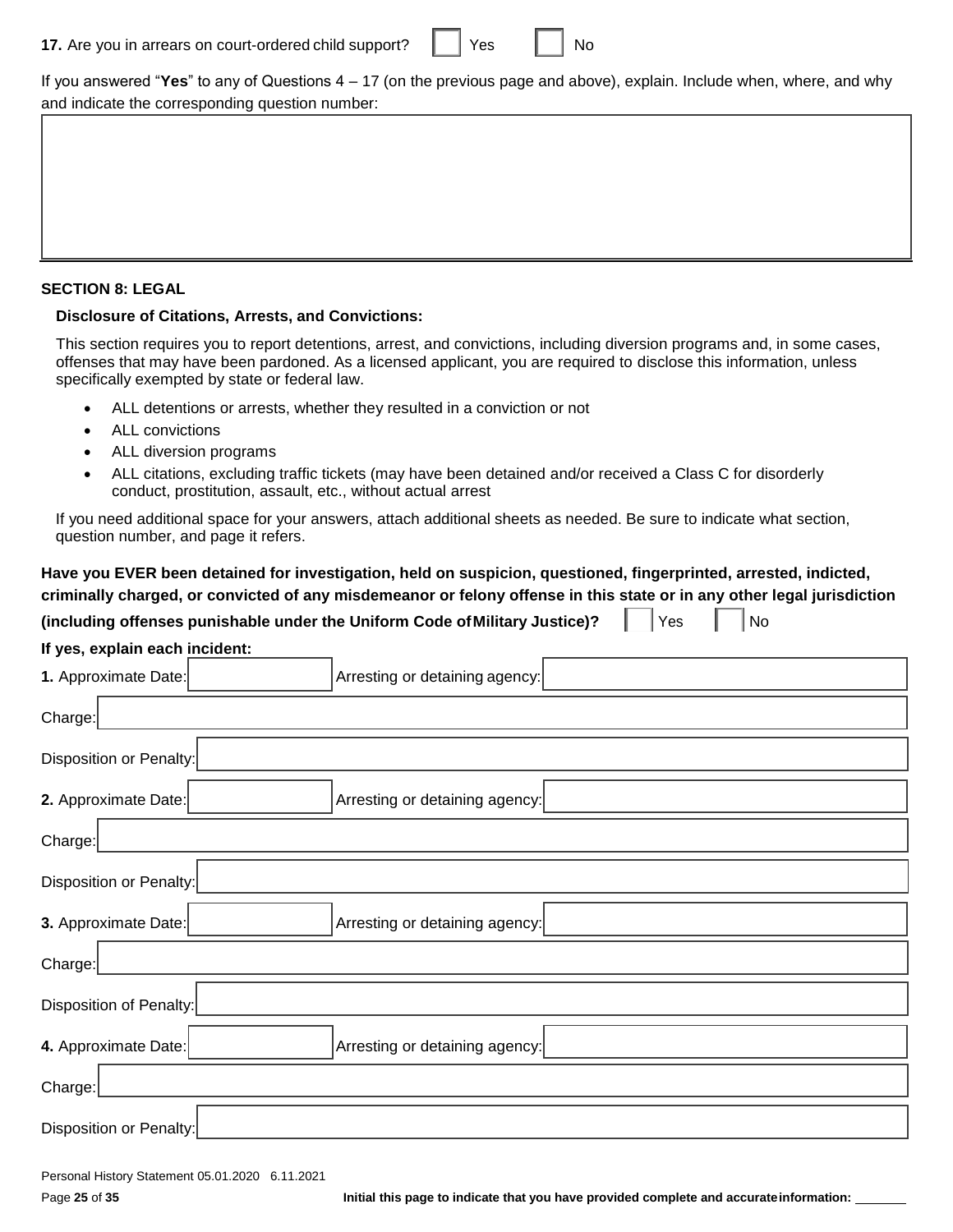**17.** Are you in arrears on court-ordered child support? ☐ Yes ☐ No

If you answered "**Yes**" to any of Questions 4 – 17 (on the previous page and above), explain. Include when, where, and why and indicate the corresponding question number:

______________________________________________

## SECTION 8: LEGAL

### Disclosure of Citations, Arrests, and Convictions:

This section requires you to report detentions, arrest, and convictions, including diversion programs and, in some cases, offenses that may have been pardoned. As a licensed applicant, you are required to disclose this information, unless specifically exempted by state or federal law.

- ALL detentions or arrests, whether they resulted in a conviction or not
- ALL convictions
- ALL diversion programs
- ALL citations, excluding traffic tickets (may have been detained and/or received a Class C for disorderly conduct, prostitution, assault, etc., without actual arrest

If you need additional space for your answers, attach additional sheets as needed. Be sure to indicate what section, question number, and page it refers.

**Have you EVER been detained for investigation, held on suspicion, questioned, fingerprinted, arrested, indicted, criminally charged, or convicted of any misdemeanor or felony offense in this state or in any other legal jurisdiction (including offenses punishable under the Uniform Code of Military Justice)?** ☐ Yes ☐ No

**If yes, explain each incident:**

**1.** Approximate Date: ____________ Arresting or detaining agency: ____________

Charge: ____________

Disposition or Penalty: ____________

**2.** Approximate Date: ____________ Arresting or detaining agency: ____________

Charge: ____________

Disposition or Penalty: ____________

**3.** Approximate Date: ____________ Arresting or detaining agency: ____________

Charge: ____________

Disposition of Penalty: ____________

**4.** Approximate Date: ____________ Arresting or detaining agency: ____________

Charge: ____________

Disposition or Penalty: ____________

Personal History Statement 05.01.2020 6.11.2021

**Initial this page to indicate that you have provided complete and accurate information:** ________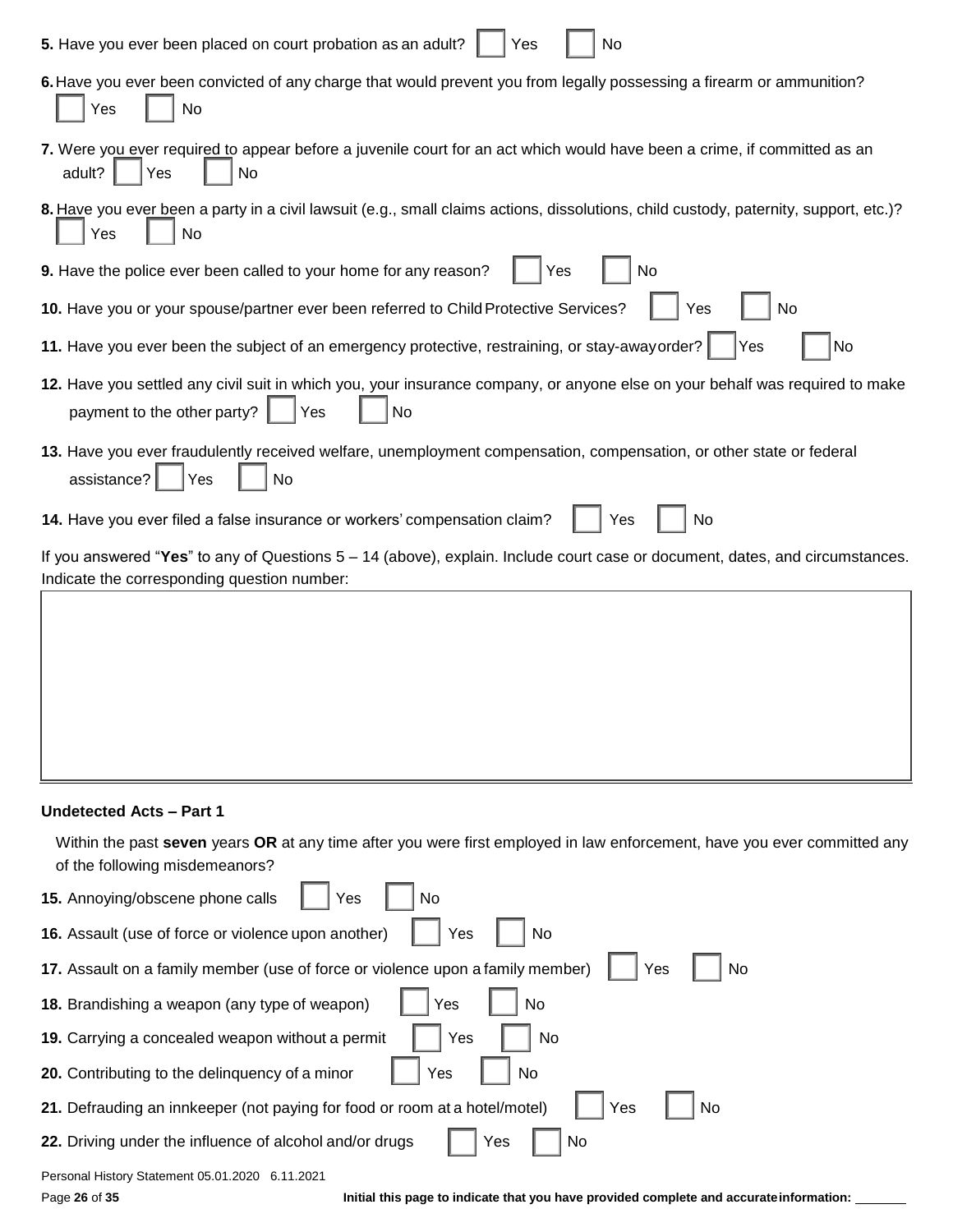**5.** Have you ever been placed on court probation as an adult? ☐ Yes ☐ No

**6.** Have you ever been convicted of any charge that would prevent you from legally possessing a firearm or ammunition?
☐ Yes ☐ No

**7.** Were you ever required to appear before a juvenile court for an act which would have been a crime, if committed as an adult? ☐ Yes ☐ No

**8.** Have you ever been a party in a civil lawsuit (e.g., small claims actions, dissolutions, child custody, paternity, support, etc.)?
☐ Yes ☐ No

**9.** Have the police ever been called to your home for any reason? ☐ Yes ☐ No

**10.** Have you or your spouse/partner ever been referred to Child Protective Services? ☐ Yes ☐ No

**11.** Have you ever been the subject of an emergency protective, restraining, or stay-away order? ☐ Yes ☐ No

**12.** Have you settled any civil suit in which you, your insurance company, or anyone else on your behalf was required to make payment to the other party? ☐ Yes ☐ No

**13.** Have you ever fraudulently received welfare, unemployment compensation, compensation, or other state or federal assistance? ☐ Yes ☐ No

**14.** Have you ever filed a false insurance or workers' compensation claim? ☐ Yes ☐ No

If you answered "**Yes**" to any of Questions 5 – 14 (above), explain. Include court case or document, dates, and circumstances. Indicate the corresponding question number:

&nbsp;

### Undetected Acts – Part 1

Within the past **seven** years **OR** at any time after you were first employed in law enforcement, have you ever committed any of the following misdemeanors?

**15.** Annoying/obscene phone calls ☐ Yes ☐ No

**16.** Assault (use of force or violence upon another) ☐ Yes ☐ No

**17.** Assault on a family member (use of force or violence upon a family member) ☐ Yes ☐ No

**18.** Brandishing a weapon (any type of weapon) ☐ Yes ☐ No

**19.** Carrying a concealed weapon without a permit ☐ Yes ☐ No

**20.** Contributing to the delinquency of a minor ☐ Yes ☐ No

**21.** Defrauding an innkeeper (not paying for food or room at a hotel/motel) ☐ Yes ☐ No

**22.** Driving under the influence of alcohol and/or drugs ☐ Yes ☐ No

Personal History Statement 05.01.2020 6.11.2021

**Initial this page to indicate that you have provided complete and accurate information:** _______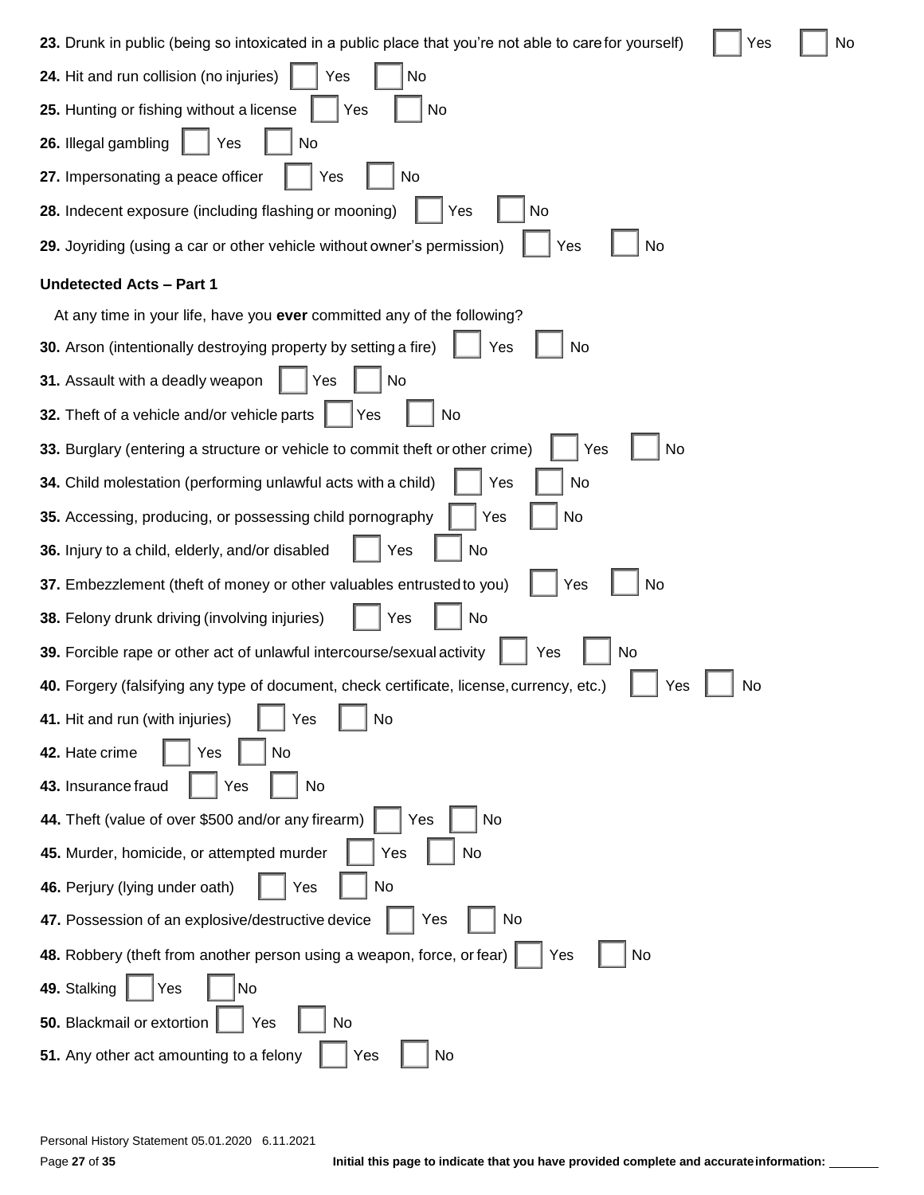**23.** Drunk in public (being so intoxicated in a public place that you're not able to care for yourself) ☐ Yes ☐ No

**24.** Hit and run collision (no injuries) ☐ Yes ☐ No

**25.** Hunting or fishing without a license ☐ Yes ☐ No

**26.** Illegal gambling ☐ Yes ☐ No

**27.** Impersonating a peace officer ☐ Yes ☐ No

**28.** Indecent exposure (including flashing or mooning) ☐ Yes ☐ No

**29.** Joyriding (using a car or other vehicle without owner's permission) ☐ Yes ☐ No

### Undetected Acts – Part 1

At any time in your life, have you **ever** committed any of the following?

**30.** Arson (intentionally destroying property by setting a fire) ☐ Yes ☐ No

**31.** Assault with a deadly weapon ☐ Yes ☐ No

**32.** Theft of a vehicle and/or vehicle parts ☐ Yes ☐ No

**33.** Burglary (entering a structure or vehicle to commit theft or other crime) ☐ Yes ☐ No

**34.** Child molestation (performing unlawful acts with a child) ☐ Yes ☐ No

**35.** Accessing, producing, or possessing child pornography ☐ Yes ☐ No

**36.** Injury to a child, elderly, and/or disabled ☐ Yes ☐ No

**37.** Embezzlement (theft of money or other valuables entrusted to you) ☐ Yes ☐ No

**38.** Felony drunk driving (involving injuries) ☐ Yes ☐ No

**39.** Forcible rape or other act of unlawful intercourse/sexual activity ☐ Yes ☐ No

**40.** Forgery (falsifying any type of document, check certificate, license, currency, etc.) ☐ Yes ☐ No

**41.** Hit and run (with injuries) ☐ Yes ☐ No

**42.** Hate crime ☐ Yes ☐ No

**43.** Insurance fraud ☐ Yes ☐ No

**44.** Theft (value of over $500 and/or any firearm) ☐ Yes ☐ No

**45.** Murder, homicide, or attempted murder ☐ Yes ☐ No

**46.** Perjury (lying under oath) ☐ Yes ☐ No

**47.** Possession of an explosive/destructive device ☐ Yes ☐ No

**48.** Robbery (theft from another person using a weapon, force, or fear) ☐ Yes ☐ No

**49.** Stalking ☐ Yes ☐ No

**50.** Blackmail or extortion ☐ Yes ☐ No

**51.** Any other act amounting to a felony ☐ Yes ☐ No

Personal History Statement 05.01.2020 6.11.2021

**Initial this page to indicate that you have provided complete and accurate information:** ________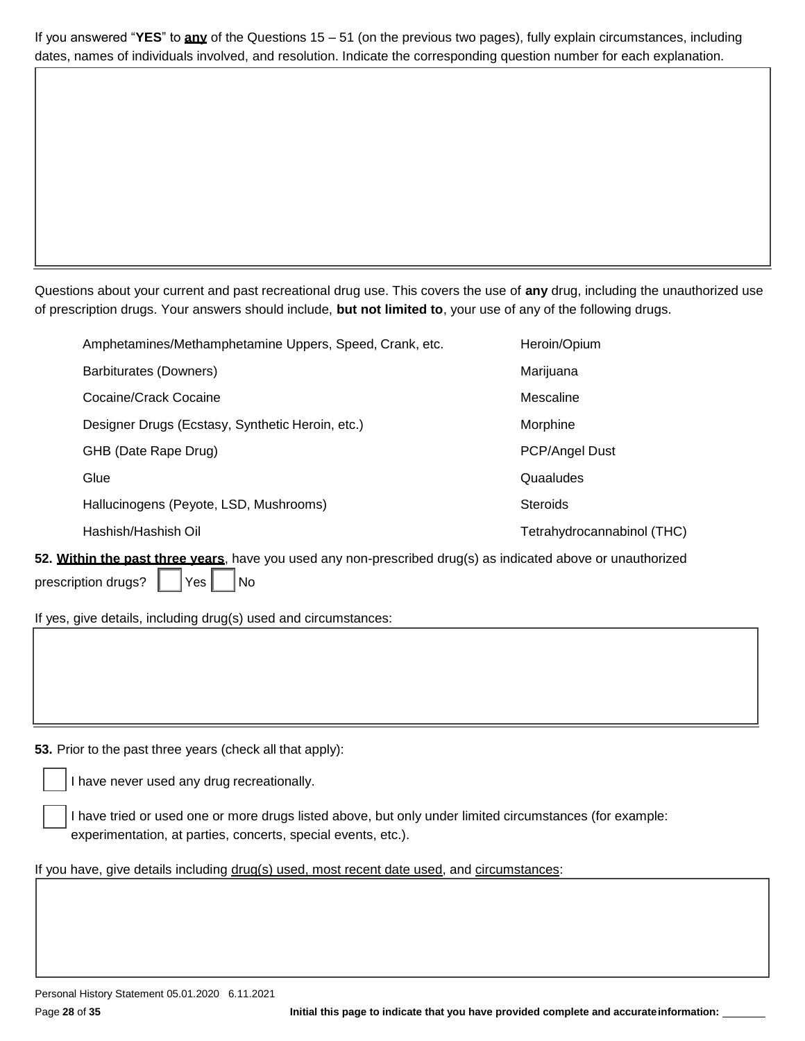If you answered "**YES**" to **any** of the Questions 15 – 51 (on the previous two pages), fully explain circumstances, including dates, names of individuals involved, and resolution. Indicate the corresponding question number for each explanation.

Questions about your current and past recreational drug use. This covers the use of **any** drug, including the unauthorized use of prescription drugs. Your answers should include, **but not limited to**, your use of any of the following drugs.

| | |
|---|---|
| Amphetamines/Methamphetamine Uppers, Speed, Crank, etc. | Heroin/Opium |
| Barbiturates (Downers) | Marijuana |
| Cocaine/Crack Cocaine | Mescaline |
| Designer Drugs (Ecstasy, Synthetic Heroin, etc.) | Morphine |
| GHB (Date Rape Drug) | PCP/Angel Dust |
| Glue | Quaaludes |
| Hallucinogens (Peyote, LSD, Mushrooms) | Steroids |
| Hashish/Hashish Oil | Tetrahydrocannabinol (THC) |

**52. Within the past three years**, have you used any non-prescribed drug(s) as indicated above or unauthorized prescription drugs? ☐ Yes ☐ No

If yes, give details, including drug(s) used and circumstances:

**53.** Prior to the past three years (check all that apply):

☐ I have never used any drug recreationally.

☐ I have tried or used one or more drugs listed above, but only under limited circumstances (for example: experimentation, at parties, concerts, special events, etc.).

If you have, give details including drug(s) used, most recent date used, and circumstances:

Personal History Statement 05.01.2020 6.11.2021

**Initial this page to indicate that you have provided complete and accurate information:** _______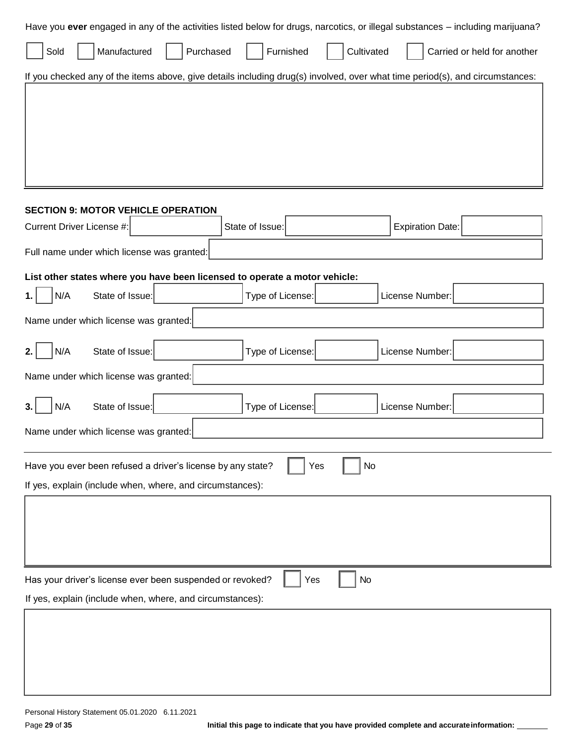Have you **ever** engaged in any of the activities listed below for drugs, narcotics, or illegal substances – including marijuana?

☐ Sold ☐ Manufactured ☐ Purchased ☐ Furnished ☐ Cultivated ☐ Carried or held for another

If you checked any of the items above, give details including drug(s) involved, over what time period(s), and circumstances:

## SECTION 9: MOTOR VEHICLE OPERATION

Current Driver License #: ________ State of Issue: ________ Expiration Date: ________

Full name under which license was granted: ________

**List other states where you have been licensed to operate a motor vehicle:**

1. ☐ N/A State of Issue: ________ Type of License: ________ License Number: ________

Name under which license was granted: ________

2. ☐ N/A State of Issue: ________ Type of License: ________ License Number: ________

Name under which license was granted: ________

3. ☐ N/A State of Issue: ________ Type of License: ________ License Number: ________

Name under which license was granted: ________

Have you ever been refused a driver's license by any state? ☐ Yes ☐ No

If yes, explain (include when, where, and circumstances):

Has your driver's license ever been suspended or revoked? ☐ Yes ☐ No

If yes, explain (include when, where, and circumstances):

Personal History Statement 05.01.2020 6.11.2021

**Initial this page to indicate that you have provided complete and accurate information:** ________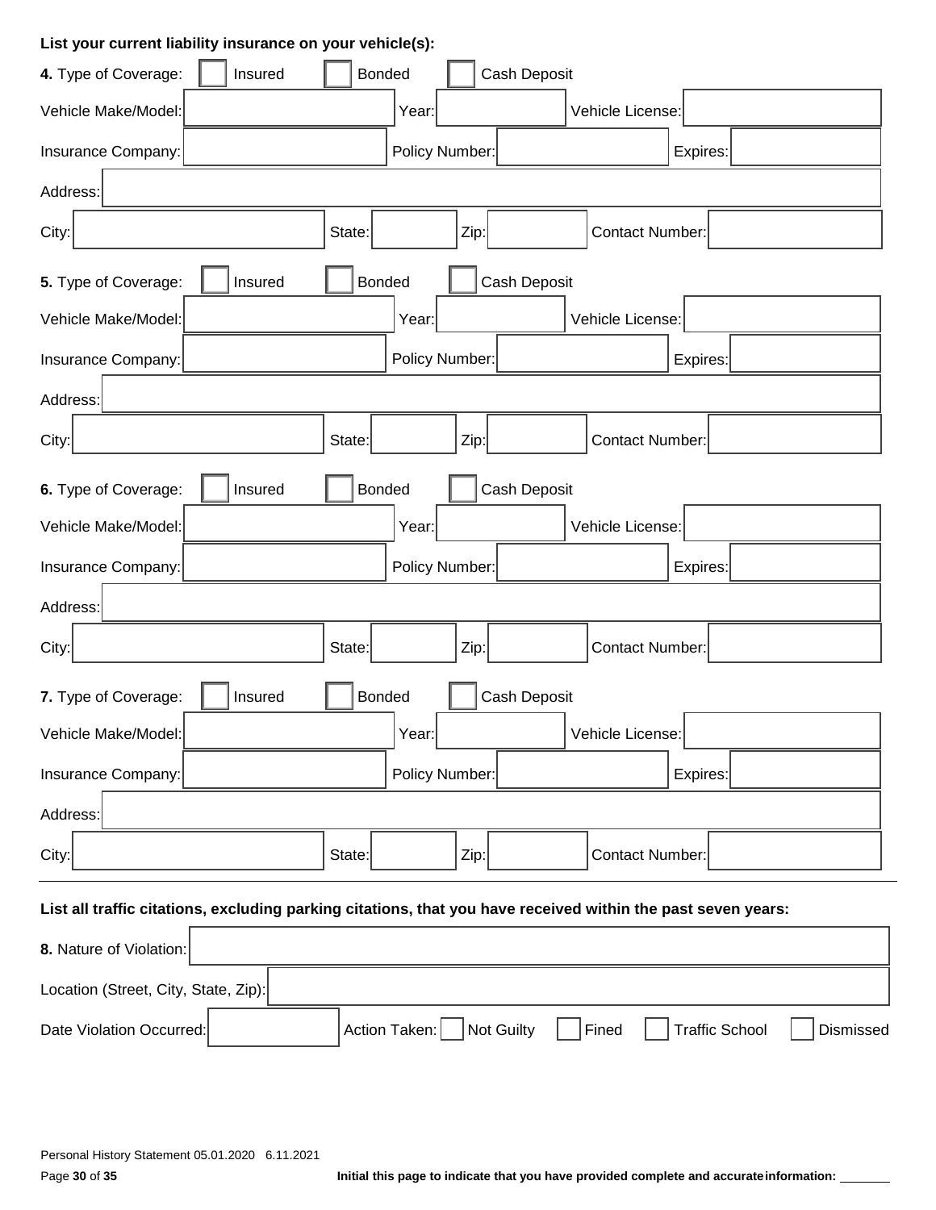**List your current liability insurance on your vehicle(s):**

**4.** Type of Coverage: ☐ Insured ☐ Bonded ☐ Cash Deposit

Vehicle Make/Model: ____ Year: ____ Vehicle License: ____

Insurance Company: ____ Policy Number: ____ Expires: ____

Address: ____

City: ____ State: ____ Zip: ____ Contact Number: ____

**5.** Type of Coverage: ☐ Insured ☐ Bonded ☐ Cash Deposit

Vehicle Make/Model: ____ Year: ____ Vehicle License: ____

Insurance Company: ____ Policy Number: ____ Expires: ____

Address: ____

City: ____ State: ____ Zip: ____ Contact Number: ____

**6.** Type of Coverage: ☐ Insured ☐ Bonded ☐ Cash Deposit

Vehicle Make/Model: ____ Year: ____ Vehicle License: ____

Insurance Company: ____ Policy Number: ____ Expires: ____

Address: ____

City: ____ State: ____ Zip: ____ Contact Number: ____

**7.** Type of Coverage: ☐ Insured ☐ Bonded ☐ Cash Deposit

Vehicle Make/Model: ____ Year: ____ Vehicle License: ____

Insurance Company: ____ Policy Number: ____ Expires: ____

Address: ____

City: ____ State: ____ Zip: ____ Contact Number: ____

---

**List all traffic citations, excluding parking citations, that you have received within the past seven years:**

**8.** Nature of Violation: ____

Location (Street, City, State, Zip): ____

Date Violation Occurred: ____ Action Taken: ☐ Not Guilty ☐ Fined ☐ Traffic School ☐ Dismissed

Personal History Statement 05.01.2020 6.11.2021

**Initial this page to indicate that you have provided complete and accurate information:** ________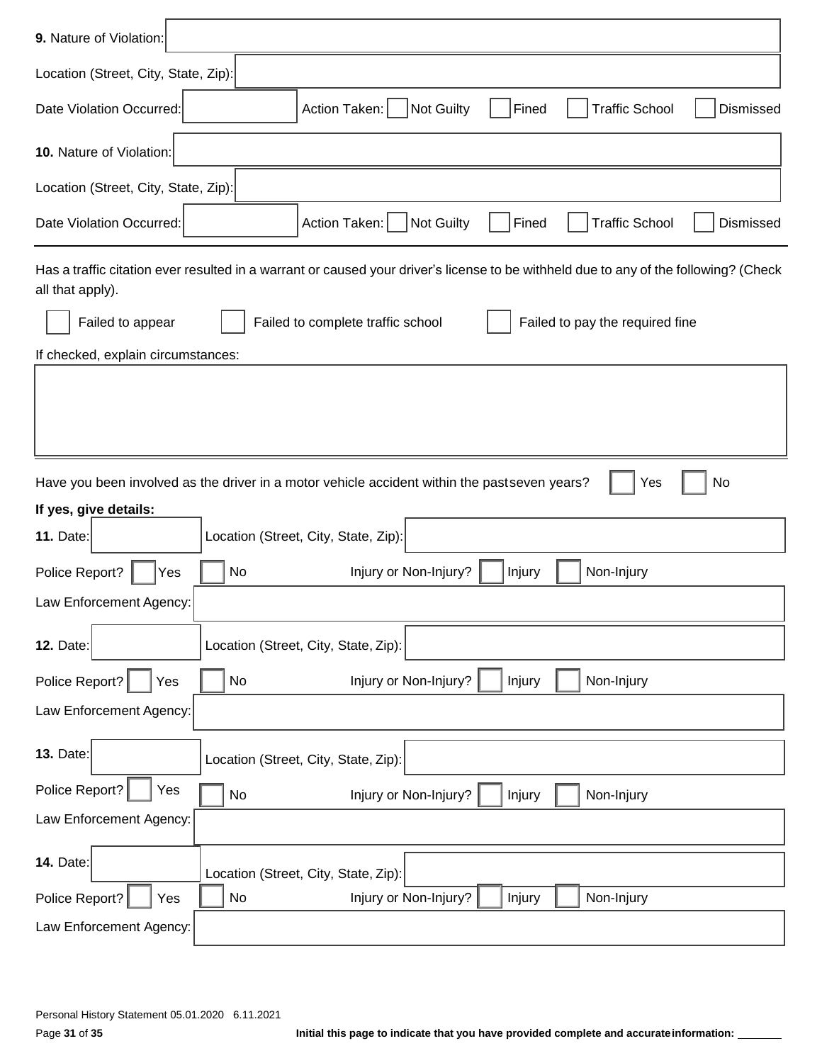**9.** Nature of Violation: 

Location (Street, City, State, Zip): 

Date Violation Occurred: Action Taken: ☐ Not Guilty ☐ Fined ☐ Traffic School ☐ Dismissed

**10.** Nature of Violation: 

Location (Street, City, State, Zip): 

Date Violation Occurred: Action Taken: ☐ Not Guilty ☐ Fined ☐ Traffic School ☐ Dismissed

---

Has a traffic citation ever resulted in a warrant or caused your driver's license to be withheld due to any of the following? (Check all that apply).

☐ Failed to appear ☐ Failed to complete traffic school ☐ Failed to pay the required fine

If checked, explain circumstances:

---

Have you been involved as the driver in a motor vehicle accident within the past seven years? ☐ Yes ☐ No

**If yes, give details:**

**11.** Date: Location (Street, City, State, Zip): 

Police Report? ☐ Yes ☐ No Injury or Non-Injury? ☐ Injury ☐ Non-Injury

Law Enforcement Agency: 

**12.** Date: Location (Street, City, State, Zip): 

Police Report? ☐ Yes ☐ No Injury or Non-Injury? ☐ Injury ☐ Non-Injury

Law Enforcement Agency: 

**13.** Date: Location (Street, City, State, Zip): 

Police Report? ☐ Yes ☐ No Injury or Non-Injury? ☐ Injury ☐ Non-Injury

Law Enforcement Agency: 

**14.** Date: Location (Street, City, State, Zip): 

Police Report? ☐ Yes ☐ No Injury or Non-Injury? ☐ Injury ☐ Non-Injury

Law Enforcement Agency: 

Personal History Statement 05.01.2020 6.11.2021

**Initial this page to indicate that you have provided complete and accurate information:** _______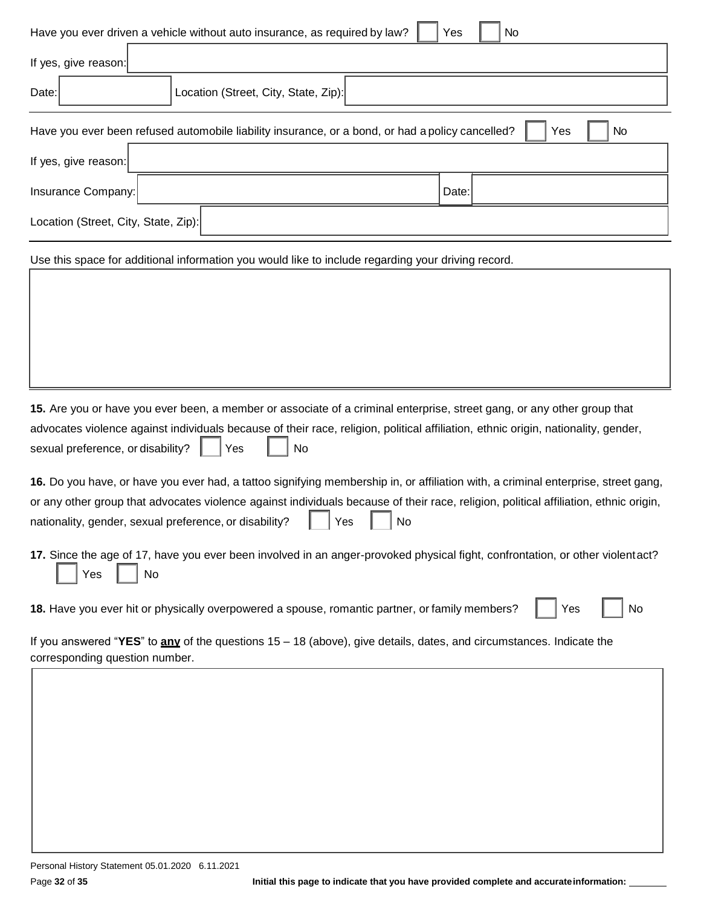Have you ever driven a vehicle without auto insurance, as required by law? ☐ Yes ☐ No

If yes, give reason:

Date: | Location (Street, City, State, Zip):

---

Have you ever been refused automobile liability insurance, or a bond, or had a policy cancelled? ☐ Yes ☐ No

If yes, give reason:

Insurance Company: | Date:

Location (Street, City, State, Zip):

---

Use this space for additional information you would like to include regarding your driving record.

**15.** Are you or have you ever been, a member or associate of a criminal enterprise, street gang, or any other group that advocates violence against individuals because of their race, religion, political affiliation, ethnic origin, nationality, gender, sexual preference, or disability? ☐ Yes ☐ No

**16.** Do you have, or have you ever had, a tattoo signifying membership in, or affiliation with, a criminal enterprise, street gang, or any other group that advocates violence against individuals because of their race, religion, political affiliation, ethnic origin, nationality, gender, sexual preference, or disability? ☐ Yes ☐ No

**17.** Since the age of 17, have you ever been involved in an anger-provoked physical fight, confrontation, or other violent act? ☐ Yes ☐ No

**18.** Have you ever hit or physically overpowered a spouse, romantic partner, or family members? ☐ Yes ☐ No

If you answered "**YES**" to **any** of the questions 15 – 18 (above), give details, dates, and circumstances. Indicate the corresponding question number.

Personal History Statement 05.01.2020 6.11.2021

**Initial this page to indicate that you have provided complete and accurate information:** _______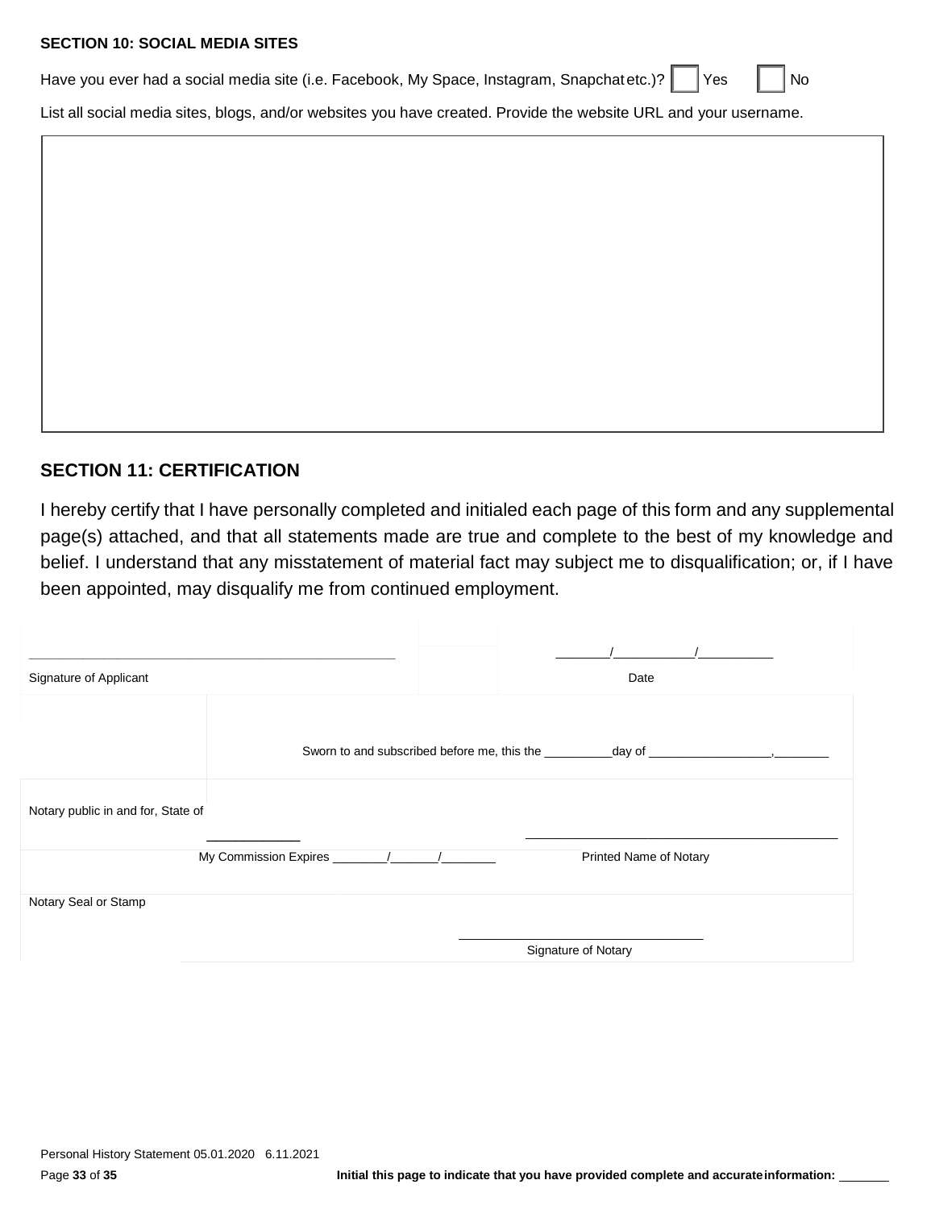**SECTION 10: SOCIAL MEDIA SITES**

Have you ever had a social media site (i.e. Facebook, My Space, Instagram, Snapchat etc.)? ☐ Yes ☐ No

List all social media sites, blogs, and/or websites you have created. Provide the website URL and your username.

| |
|---|
| |

## SECTION 11: CERTIFICATION

I hereby certify that I have personally completed and initialed each page of this form and any supplemental page(s) attached, and that all statements made are true and complete to the best of my knowledge and belief. I understand that any misstatement of material fact may subject me to disqualification; or, if I have been appointed, may disqualify me from continued employment.

_______________________________________ _______/__________/__________

Signature of Applicant Date

Sworn to and subscribed before me, this the __________day of __________________,________

Notary public in and for, State of ____________

My Commission Expires ________/_______/________ ______________________________

Printed Name of Notary

Notary Seal or Stamp

______________________________

Signature of Notary

Personal History Statement 05.01.2020 6.11.2021

**Initial this page to indicate that you have provided complete and accurate information:** _______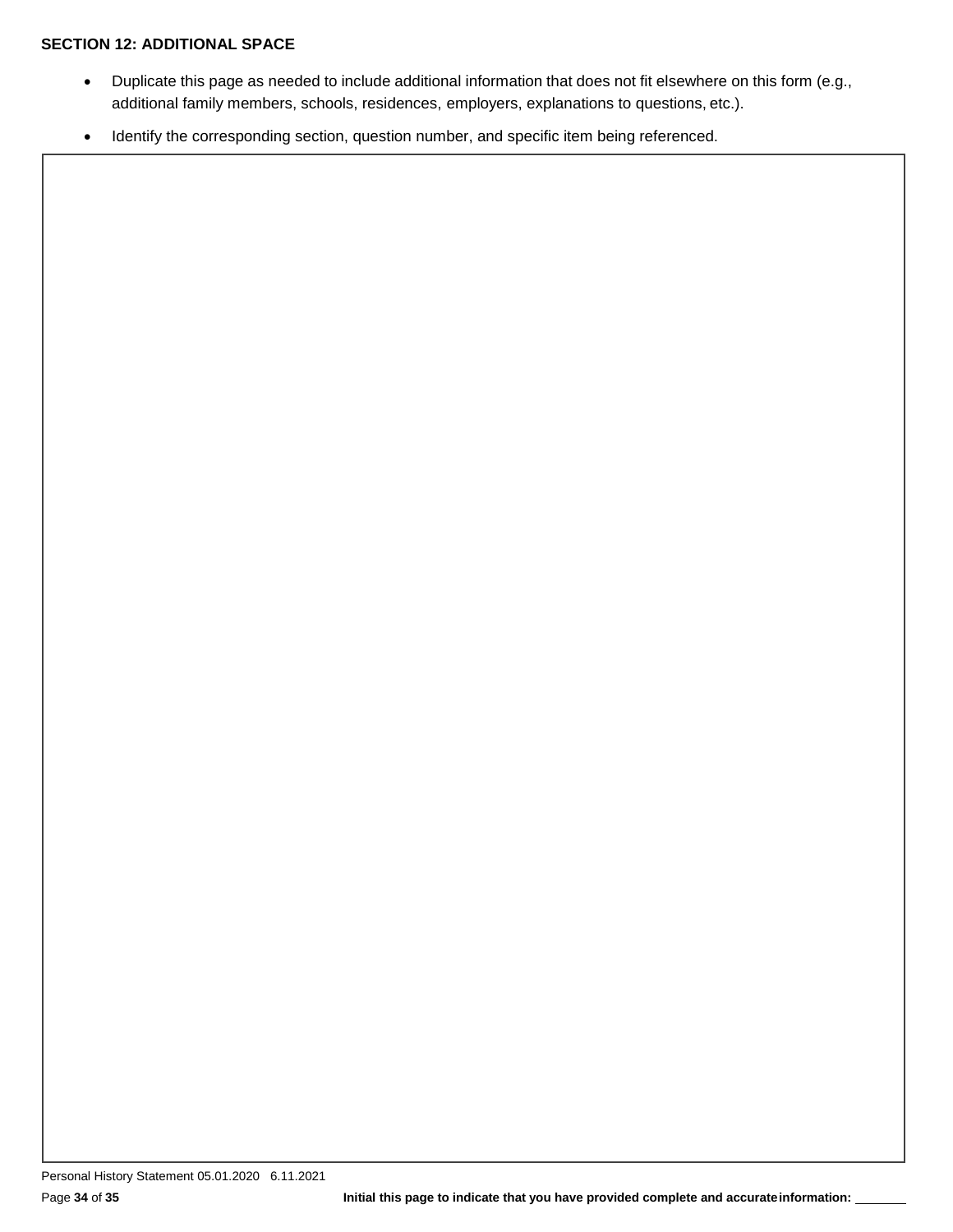**SECTION 12: ADDITIONAL SPACE**

- Duplicate this page as needed to include additional information that does not fit elsewhere on this form (e.g., additional family members, schools, residences, employers, explanations to questions, etc.).
- Identify the corresponding section, question number, and specific item being referenced.

**Initial this page to indicate that you have provided complete and accurate information:** ________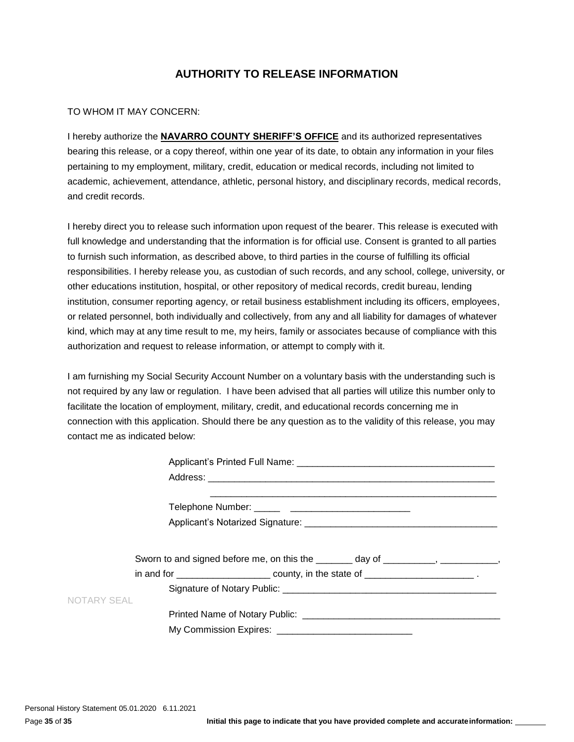## AUTHORITY TO RELEASE INFORMATION

TO WHOM IT MAY CONCERN:

I hereby authorize the **NAVARRO COUNTY SHERIFF'S OFFICE** and its authorized representatives bearing this release, or a copy thereof, within one year of its date, to obtain any information in your files pertaining to my employment, military, credit, education or medical records, including not limited to academic, achievement, attendance, athletic, personal history, and disciplinary records, medical records, and credit records.

I hereby direct you to release such information upon request of the bearer. This release is executed with full knowledge and understanding that the information is for official use. Consent is granted to all parties to furnish such information, as described above, to third parties in the course of fulfilling its official responsibilities. I hereby release you, as custodian of such records, and any school, college, university, or other educations institution, hospital, or other repository of medical records, credit bureau, lending institution, consumer reporting agency, or retail business establishment including its officers, employees, or related personnel, both individually and collectively, from any and all liability for damages of whatever kind, which may at any time result to me, my heirs, family or associates because of compliance with this authorization and request to release information, or attempt to comply with it.

I am furnishing my Social Security Account Number on a voluntary basis with the understanding such is not required by any law or regulation. I have been advised that all parties will utilize this number only to facilitate the location of employment, military, credit, and educational records concerning me in connection with this application. Should there be any question as to the validity of this release, you may contact me as indicated below:

Applicant's Printed Full Name: ______________________________________

Address: ________________________________________________________

________________________________________________________

Telephone Number: _____ _______________________

Applicant's Notarized Signature: _____________________________________

Sworn to and signed before me, on this the _______ day of __________, ___________, in and for __________________ county, in the state of _____________________ .

Signature of Notary Public: _________________________________________

NOTARY SEAL

Printed Name of Notary Public: ______________________________________

My Commission Expires: __________________________

Personal History Statement 05.01.2020 6.11.2021

Initial this page to indicate that you have provided complete and accurate information: _______